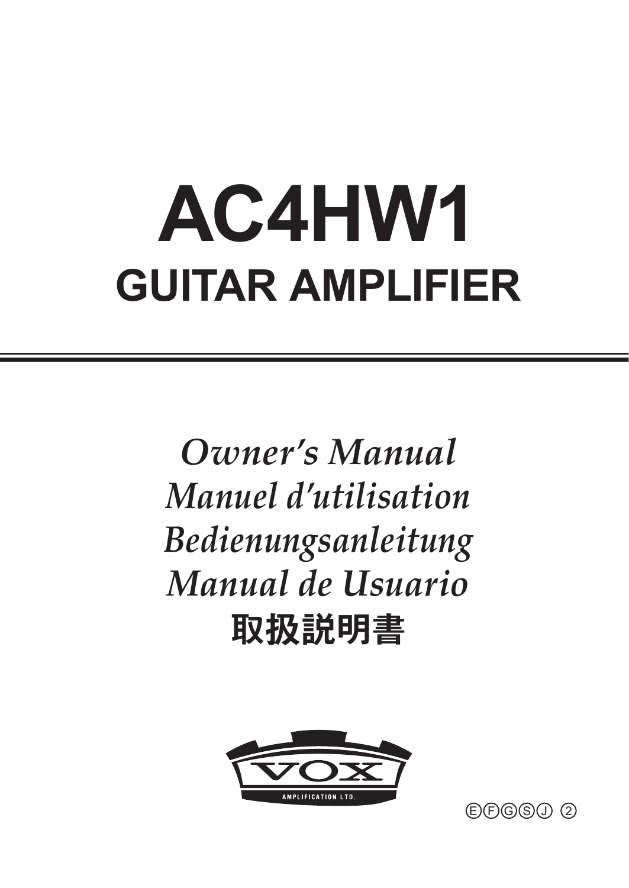# AC4HW1

## GUITAR AMPLIFIER

*Owner's Manual*

*Manuel d'utilisation*

*Bedienungsanleitung*

*Manual de Usuario*

**取扱説明書**

VOX

AMPLIFICATION LTD.

ⒺⒻⒼⓈⒿ ②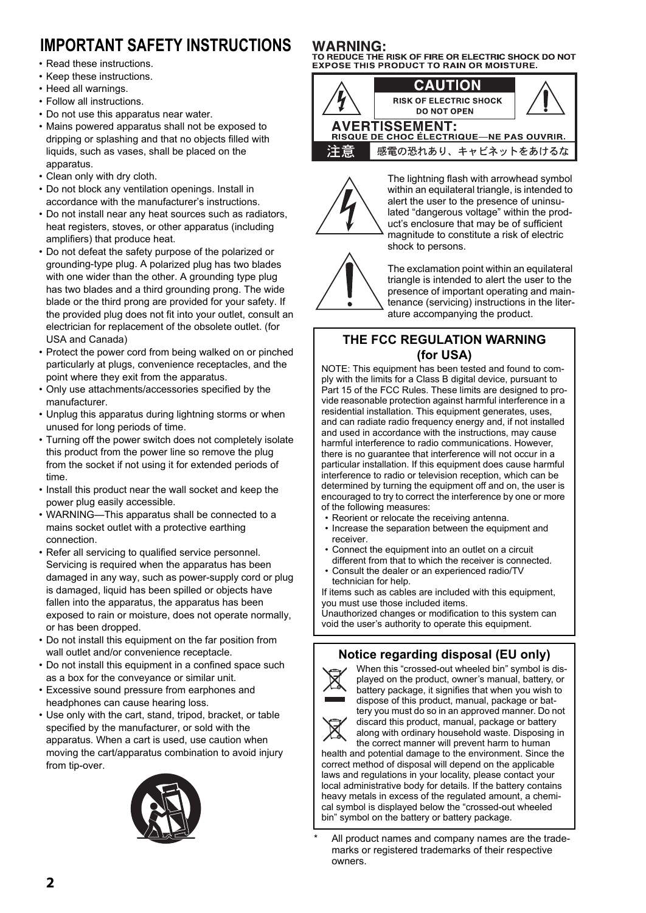# IMPORTANT SAFETY INSTRUCTIONS

- Read these instructions.
- Keep these instructions.
- Heed all warnings.
- Follow all instructions.
- Do not use this apparatus near water.
- Mains powered apparatus shall not be exposed to dripping or splashing and that no objects filled with liquids, such as vases, shall be placed on the apparatus.
- Clean only with dry cloth.
- Do not block any ventilation openings. Install in accordance with the manufacturer's instructions.
- Do not install near any heat sources such as radiators, heat registers, stoves, or other apparatus (including amplifiers) that produce heat.
- Do not defeat the safety purpose of the polarized or grounding-type plug. A polarized plug has two blades with one wider than the other. A grounding type plug has two blades and a third grounding prong. The wide blade or the third prong are provided for your safety. If the provided plug does not fit into your outlet, consult an electrician for replacement of the obsolete outlet. (for USA and Canada)
- Protect the power cord from being walked on or pinched particularly at plugs, convenience receptacles, and the point where they exit from the apparatus.
- Only use attachments/accessories specified by the manufacturer.
- Unplug this apparatus during lightning storms or when unused for long periods of time.
- Turning off the power switch does not completely isolate this product from the power line so remove the plug from the socket if not using it for extended periods of time.
- Install this product near the wall socket and keep the power plug easily accessible.
- WARNING—This apparatus shall be connected to a mains socket outlet with a protective earthing connection.
- Refer all servicing to qualified service personnel. Servicing is required when the apparatus has been damaged in any way, such as power-supply cord or plug is damaged, liquid has been spilled or objects have fallen into the apparatus, the apparatus has been exposed to rain or moisture, does not operate normally, or has been dropped.
- Do not install this equipment on the far position from wall outlet and/or convenience receptacle.
- Do not install this equipment in a confined space such as a box for the conveyance or similar unit.
- Excessive sound pressure from earphones and headphones can cause hearing loss.
- Use only with the cart, stand, tripod, bracket, or table specified by the manufacturer, or sold with the apparatus. When a cart is used, use caution when moving the cart/apparatus combination to avoid injury from tip-over.

**WARNING:**
**TO REDUCE THE RISK OF FIRE OR ELECTRIC SHOCK DO NOT EXPOSE THIS PRODUCT TO RAIN OR MOISTURE.**

**CAUTION**
**RISK OF ELECTRIC SHOCK DO NOT OPEN**
**AVERTISSEMENT:**
**RISQUE DE CHOC ÉLECTRIQUE—NE PAS OUVRIR.**
注意 感電の恐れあり、キャビネットをあけるな

The lightning flash with arrowhead symbol within an equilateral triangle, is intended to alert the user to the presence of uninsulated "dangerous voltage" within the product's enclosure that may be of sufficient magnitude to constitute a risk of electric shock to persons.

The exclamation point within an equilateral triangle is intended to alert the user to the presence of important operating and maintenance (servicing) instructions in the literature accompanying the product.

## THE FCC REGULATION WARNING (for USA)

NOTE: This equipment has been tested and found to comply with the limits for a Class B digital device, pursuant to Part 15 of the FCC Rules. These limits are designed to provide reasonable protection against harmful interference in a residential installation. This equipment generates, uses, and can radiate radio frequency energy and, if not installed and used in accordance with the instructions, may cause harmful interference to radio communications. However, there is no guarantee that interference will not occur in a particular installation. If this equipment does cause harmful interference to radio or television reception, which can be determined by turning the equipment off and on, the user is encouraged to try to correct the interference by one or more of the following measures:

- Reorient or relocate the receiving antenna.
- Increase the separation between the equipment and receiver.
- Connect the equipment into an outlet on a circuit different from that to which the receiver is connected.
- Consult the dealer or an experienced radio/TV technician for help.

If items such as cables are included with this equipment, you must use those included items.
Unauthorized changes or modification to this system can void the user's authority to operate this equipment.

## Notice regarding disposal (EU only)

When this "crossed-out wheeled bin" symbol is displayed on the product, owner's manual, battery, or battery package, it signifies that when you wish to dispose of this product, manual, package or battery you must do so in an approved manner. Do not discard this product, manual, package or battery along with ordinary household waste. Disposing in the correct manner will prevent harm to human health and potential damage to the environment. Since the correct method of disposal will depend on the applicable laws and regulations in your locality, please contact your local administrative body for details. If the battery contains heavy metals in excess of the regulated amount, a chemical symbol is displayed below the "crossed-out wheeled bin" symbol on the battery or battery package.

\* All product names and company names are the trademarks or registered trademarks of their respective owners.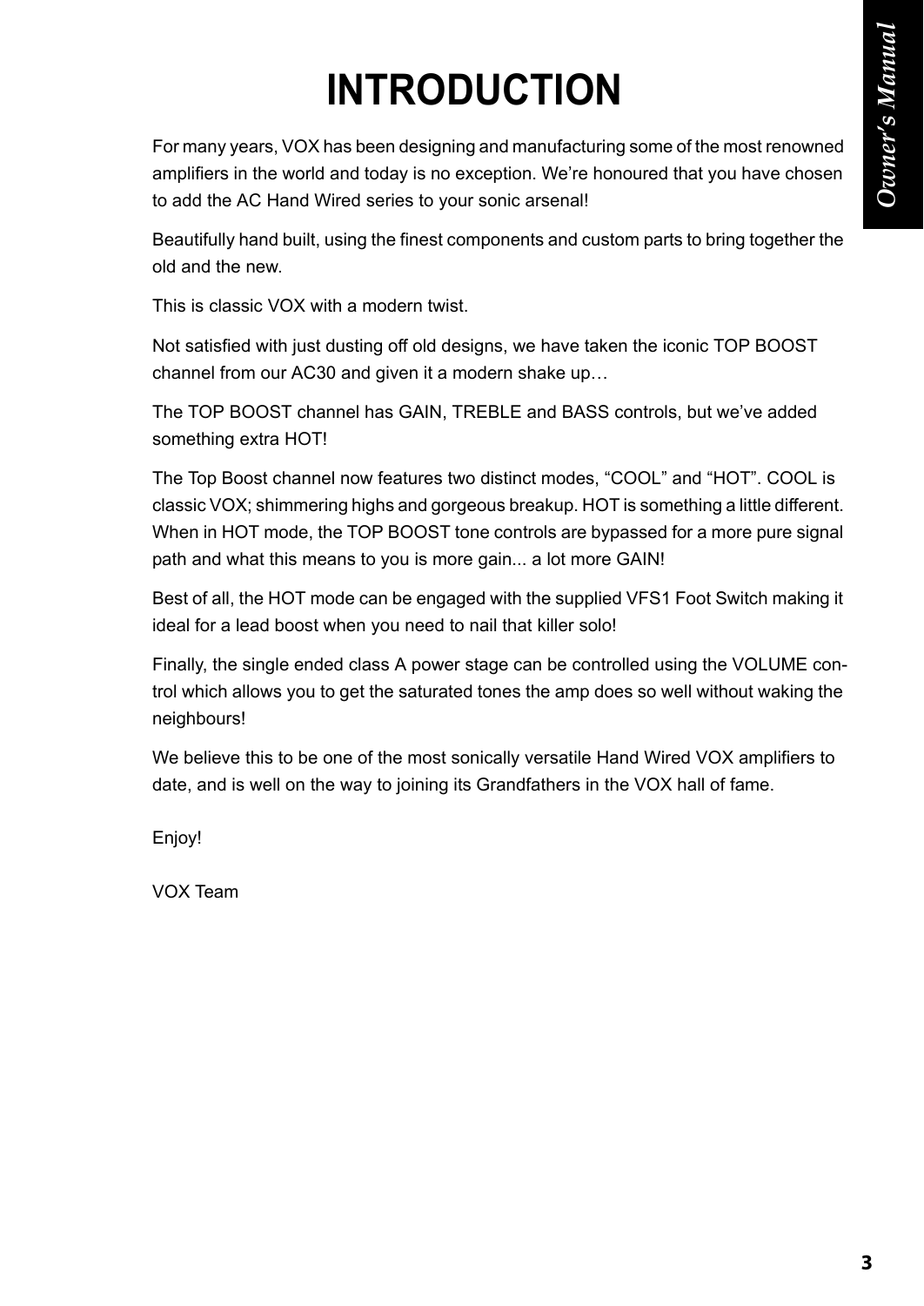# INTRODUCTION

For many years, VOX has been designing and manufacturing some of the most renowned amplifiers in the world and today is no exception. We're honoured that you have chosen to add the AC Hand Wired series to your sonic arsenal!

Beautifully hand built, using the finest components and custom parts to bring together the old and the new.

This is classic VOX with a modern twist.

Not satisfied with just dusting off old designs, we have taken the iconic TOP BOOST channel from our AC30 and given it a modern shake up…

The TOP BOOST channel has GAIN, TREBLE and BASS controls, but we've added something extra HOT!

The Top Boost channel now features two distinct modes, "COOL" and "HOT". COOL is classic VOX; shimmering highs and gorgeous breakup. HOT is something a little different. When in HOT mode, the TOP BOOST tone controls are bypassed for a more pure signal path and what this means to you is more gain... a lot more GAIN!

Best of all, the HOT mode can be engaged with the supplied VFS1 Foot Switch making it ideal for a lead boost when you need to nail that killer solo!

Finally, the single ended class A power stage can be controlled using the VOLUME control which allows you to get the saturated tones the amp does so well without waking the neighbours!

We believe this to be one of the most sonically versatile Hand Wired VOX amplifiers to date, and is well on the way to joining its Grandfathers in the VOX hall of fame.

Enjoy!

VOX Team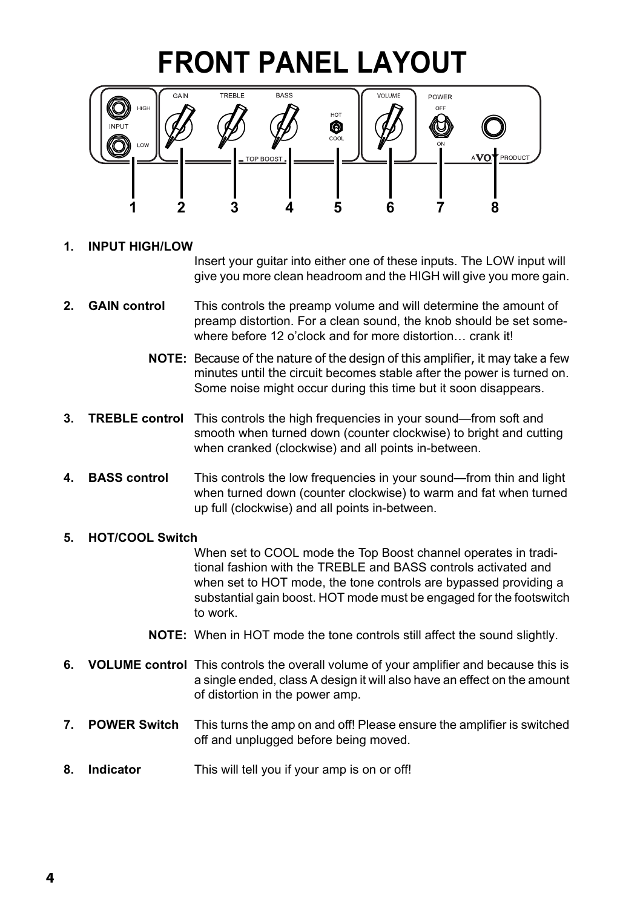# FRONT PANEL LAYOUT

1. **INPUT HIGH/LOW**
   Insert your guitar into either one of these inputs. The LOW input will give you more clean headroom and the HIGH will give you more gain.

2. **GAIN control** This controls the preamp volume and will determine the amount of preamp distortion. For a clean sound, the knob should be set somewhere before 12 o'clock and for more distortion… crank it!

   **NOTE:** Because of the nature of the design of this amplifier, it may take a few minutes until the circuit becomes stable after the power is turned on. Some noise might occur during this time but it soon disappears.

3. **TREBLE control** This controls the high frequencies in your sound—from soft and smooth when turned down (counter clockwise) to bright and cutting when cranked (clockwise) and all points in-between.

4. **BASS control** This controls the low frequencies in your sound—from thin and light when turned down (counter clockwise) to warm and fat when turned up full (clockwise) and all points in-between.

5. **HOT/COOL Switch**
   When set to COOL mode the Top Boost channel operates in traditional fashion with the TREBLE and BASS controls activated and when set to HOT mode, the tone controls are bypassed providing a substantial gain boost. HOT mode must be engaged for the footswitch to work.

   **NOTE:** When in HOT mode the tone controls still affect the sound slightly.

6. **VOLUME control** This controls the overall volume of your amplifier and because this is a single ended, class A design it will also have an effect on the amount of distortion in the power amp.

7. **POWER Switch** This turns the amp on and off! Please ensure the amplifier is switched off and unplugged before being moved.

8. **Indicator** This will tell you if your amp is on or off!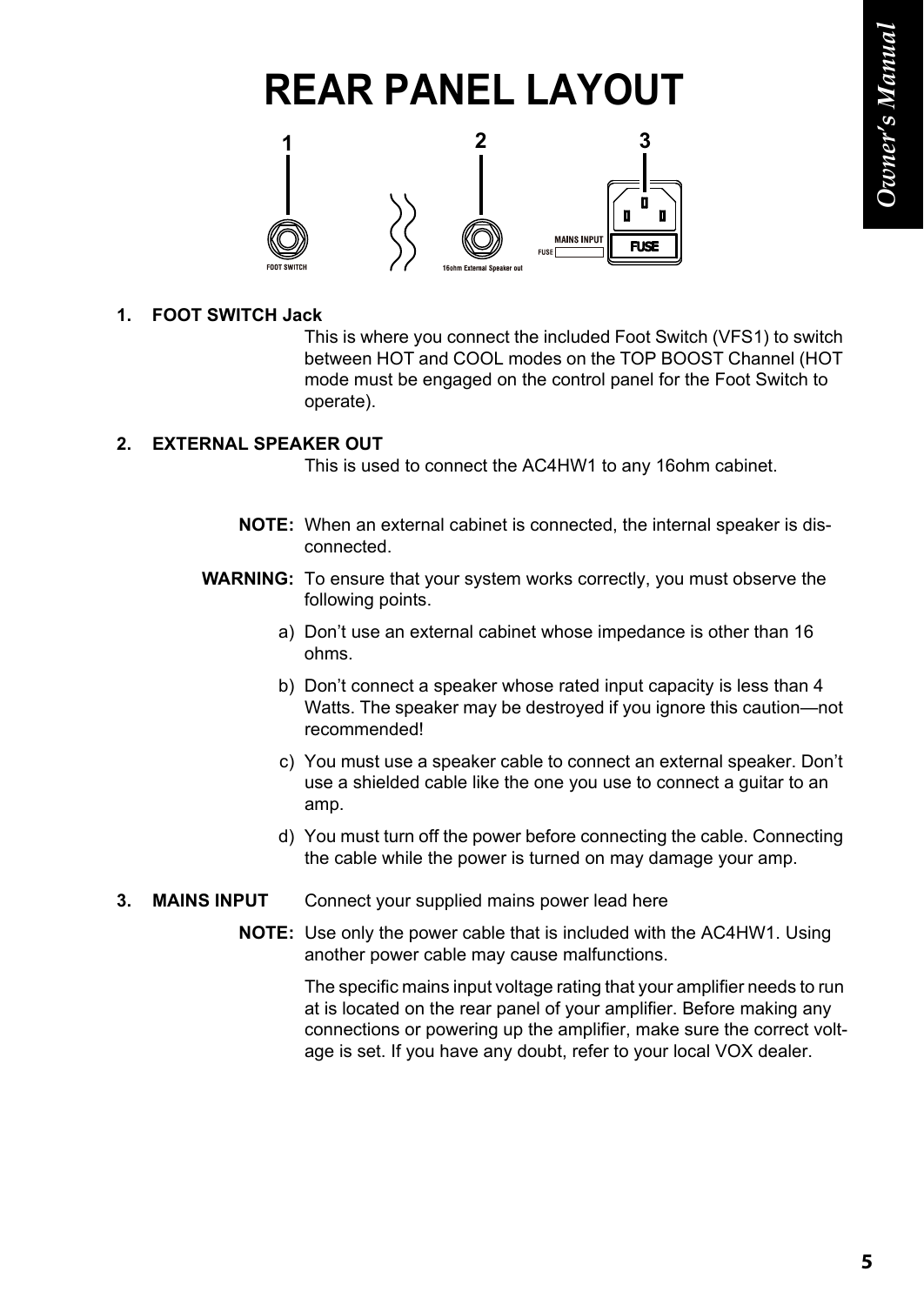# REAR PANEL LAYOUT

1 2 3

FOOT SWITCH

16ohm External Speaker out

MAINS INPUT

FUSE

FUSE

1. **FOOT SWITCH Jack**

   This is where you connect the included Foot Switch (VFS1) to switch between HOT and COOL modes on the TOP BOOST Channel (HOT mode must be engaged on the control panel for the Foot Switch to operate).

2. **EXTERNAL SPEAKER OUT**

   This is used to connect the AC4HW1 to any 16ohm cabinet.

   **NOTE:** When an external cabinet is connected, the internal speaker is disconnected.

   **WARNING:** To ensure that your system works correctly, you must observe the following points.

   a) Don't use an external cabinet whose impedance is other than 16 ohms.

   b) Don't connect a speaker whose rated input capacity is less than 4 Watts. The speaker may be destroyed if you ignore this caution—not recommended!

   c) You must use a speaker cable to connect an external speaker. Don't use a shielded cable like the one you use to connect a guitar to an amp.

   d) You must turn off the power before connecting the cable. Connecting the cable while the power is turned on may damage your amp.

3. **MAINS INPUT** Connect your supplied mains power lead here

   **NOTE:** Use only the power cable that is included with the AC4HW1. Using another power cable may cause malfunctions.

   The specific mains input voltage rating that your amplifier needs to run at is located on the rear panel of your amplifier. Before making any connections or powering up the amplifier, make sure the correct voltage is set. If you have any doubt, refer to your local VOX dealer.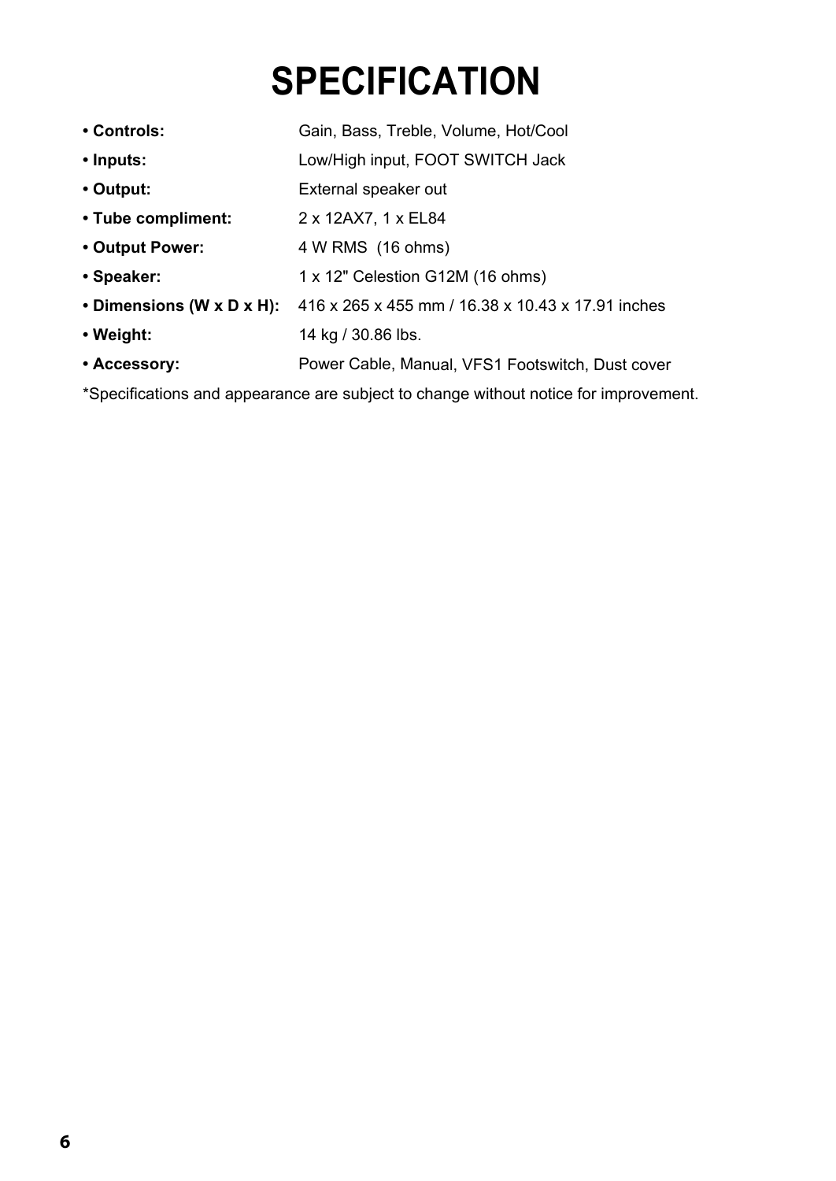# SPECIFICATION

- **Controls:** Gain, Bass, Treble, Volume, Hot/Cool
- **Inputs:** Low/High input, FOOT SWITCH Jack
- **Output:** External speaker out
- **Tube compliment:** 2 x 12AX7, 1 x EL84
- **Output Power:** 4 W RMS (16 ohms)
- **Speaker:** 1 x 12" Celestion G12M (16 ohms)
- **Dimensions (W x D x H):** 416 x 265 x 455 mm / 16.38 x 10.43 x 17.91 inches
- **Weight:** 14 kg / 30.86 lbs.
- **Accessory:** Power Cable, Manual, VFS1 Footswitch, Dust cover

*Specifications and appearance are subject to change without notice for improvement.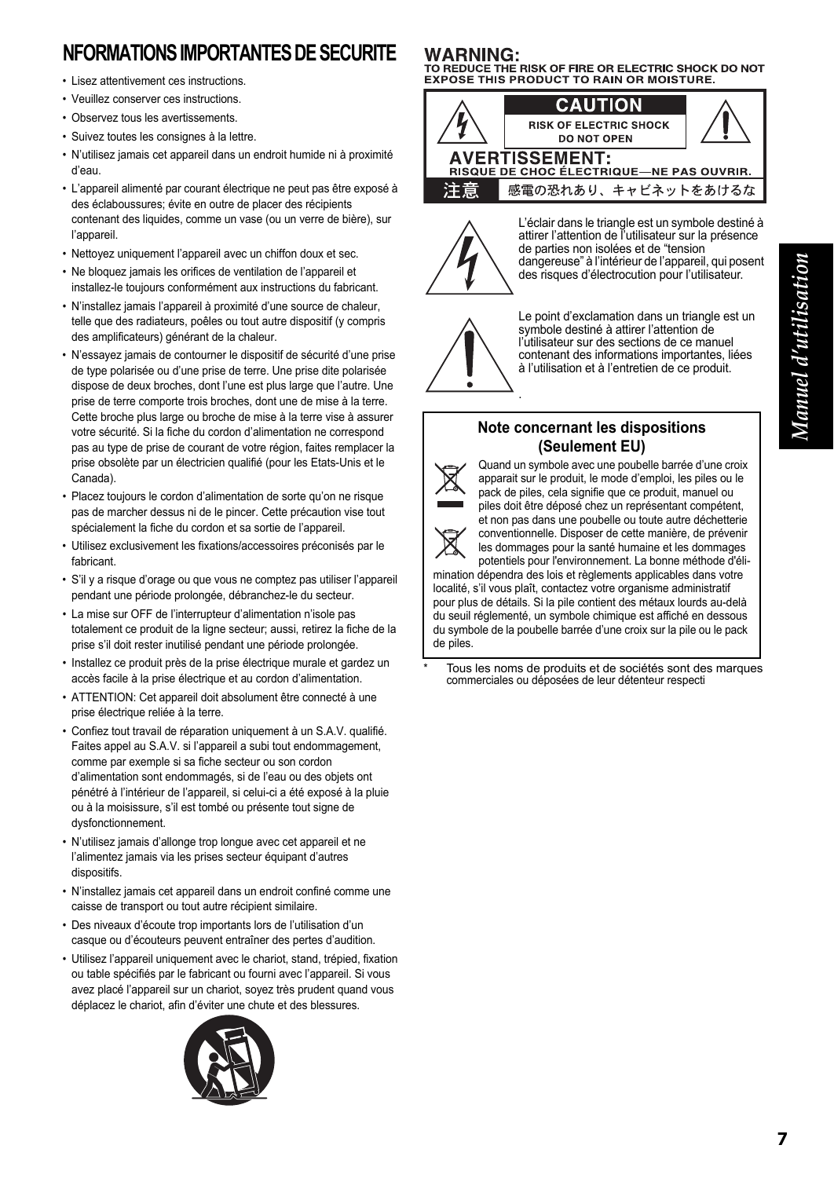# NFORMATIONS IMPORTANTES DE SECURITE

- Lisez attentivement ces instructions.
- Veuillez conserver ces instructions.
- Observez tous les avertissements.
- Suivez toutes les consignes à la lettre.
- N'utilisez jamais cet appareil dans un endroit humide ni à proximité d'eau.
- L'appareil alimenté par courant électrique ne peut pas être exposé à des éclaboussures; évite en outre de placer des récipients contenant des liquides, comme un vase (ou un verre de bière), sur l'appareil.
- Nettoyez uniquement l'appareil avec un chiffon doux et sec.
- Ne bloquez jamais les orifices de ventilation de l'appareil et installez-le toujours conformément aux instructions du fabricant.
- N'installez jamais l'appareil à proximité d'une source de chaleur, telle que des radiateurs, poêles ou tout autre dispositif (y compris des amplificateurs) générant de la chaleur.
- N'essayez jamais de contourner le dispositif de sécurité d'une prise de type polarisée ou d'une prise de terre. Une prise dite polarisée dispose de deux broches, dont l'une est plus large que l'autre. Une prise de terre comporte trois broches, dont une de mise à la terre. Cette broche plus large ou broche de mise à la terre vise à assurer votre sécurité. Si la fiche du cordon d'alimentation ne correspond pas au type de prise de courant de votre région, faites remplacer la prise obsolète par un électricien qualifié (pour les Etats-Unis et le Canada).
- Placez toujours le cordon d'alimentation de sorte qu'on ne risque pas de marcher dessus ni de le pincer. Cette précaution vise tout spécialement la fiche du cordon et sa sortie de l'appareil.
- Utilisez exclusivement les fixations/accessoires préconisés par le fabricant.
- S'il y a risque d'orage ou que vous ne comptez pas utiliser l'appareil pendant une période prolongée, débranchez-le du secteur.
- La mise sur OFF de l'interrupteur d'alimentation n'isole pas totalement ce produit de la ligne secteur; aussi, retirez la fiche de la prise s'il doit rester inutilisé pendant une période prolongée.
- Installez ce produit près de la prise électrique murale et gardez un accès facile à la prise électrique et au cordon d'alimentation.
- ATTENTION: Cet appareil doit absolument être connecté à une prise électrique reliée à la terre.
- Confiez tout travail de réparation uniquement à un S.A.V. qualifié. Faites appel au S.A.V. si l'appareil a subi tout endommagement, comme par exemple si sa fiche secteur ou son cordon d'alimentation sont endommagés, si de l'eau ou des objets ont pénétré à l'intérieur de l'appareil, si celui-ci a été exposé à la pluie ou à la moisissure, s'il est tombé ou présente tout signe de dysfonctionnement.
- N'utilisez jamais d'allonge trop longue avec cet appareil et ne l'alimentez jamais via les prises secteur équipant d'autres dispositifs.
- N'installez jamais cet appareil dans un endroit confiné comme une caisse de transport ou tout autre récipient similaire.
- Des niveaux d'écoute trop importants lors de l'utilisation d'un casque ou d'écouteurs peuvent entraîner des pertes d'audition.
- Utilisez l'appareil uniquement avec le chariot, stand, trépied, fixation ou table spécifiés par le fabricant ou fourni avec l'appareil. Si vous avez placé l'appareil sur un chariot, soyez très prudent quand vous déplacez le chariot, afin d'éviter une chute et des blessures.

**WARNING:**
**TO REDUCE THE RISK OF FIRE OR ELECTRIC SHOCK DO NOT EXPOSE THIS PRODUCT TO RAIN OR MOISTURE.**

**CAUTION**
RISK OF ELECTRIC SHOCK
DO NOT OPEN

**AVERTISSEMENT:**
RISQUE DE CHOC ÉLECTRIQUE—NE PAS OUVRIR.

注意 感電の恐れあり、キャビネットをあけるな

L'éclair dans le triangle est un symbole destiné à attirer l'attention de l'utilisateur sur la présence de parties non isolées et de "tension dangereuse" à l'intérieur de l'appareil, qui posent des risques d'électrocution pour l'utilisateur.

Le point d'exclamation dans un triangle est un symbole destiné à attirer l'attention de l'utilisateur sur des sections de ce manuel contenant des informations importantes, liées à l'utilisation et à l'entretien de ce produit.

## Note concernant les dispositions (Seulement EU)

Quand un symbole avec une poubelle barrée d'une croix apparait sur le produit, le mode d'emploi, les piles ou le pack de piles, cela signifie que ce produit, manuel ou piles doit être déposé chez un représentant compétent, et non pas dans une poubelle ou toute autre déchetterie conventionnelle. Disposer de cette manière, de prévenir les dommages pour la santé humaine et les dommages potentiels pour l'environnement. La bonne méthode d'élimination dépendra des lois et règlements applicables dans votre localité, s'il vous plaît, contactez votre organisme administratif pour plus de détails. Si la pile contient des métaux lourds au-delà du seuil réglementé, un symbole chimique est affiché en dessous du symbole de la poubelle barrée d'une croix sur la pile ou le pack de piles.

\* Tous les noms de produits et de sociétés sont des marques commerciales ou déposées de leur détenteur respecti

*Manuel d'utilisation*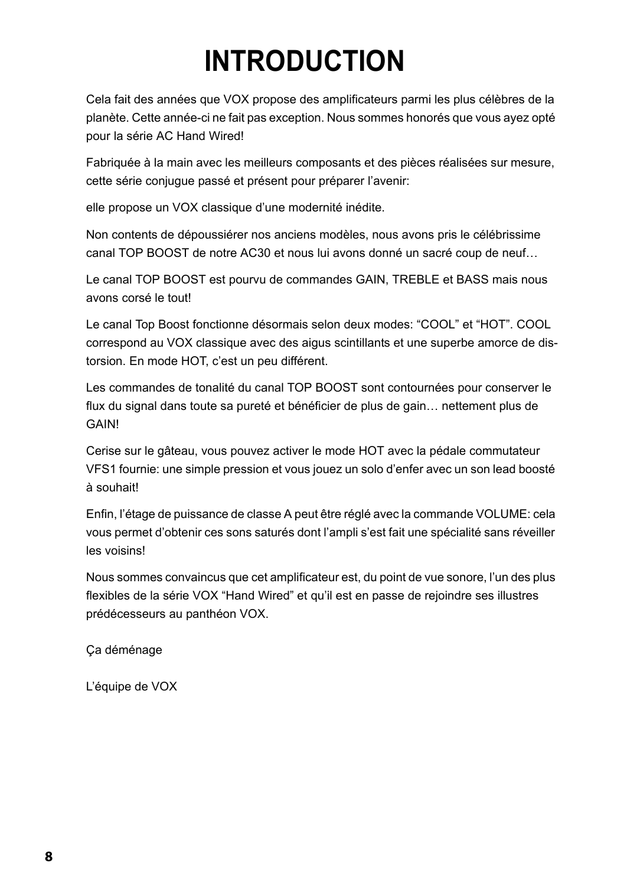# INTRODUCTION

Cela fait des années que VOX propose des amplificateurs parmi les plus célèbres de la planète. Cette année-ci ne fait pas exception. Nous sommes honorés que vous ayez opté pour la série AC Hand Wired!

Fabriquée à la main avec les meilleurs composants et des pièces réalisées sur mesure, cette série conjugue passé et présent pour préparer l'avenir:

elle propose un VOX classique d'une modernité inédite.

Non contents de dépoussiérer nos anciens modèles, nous avons pris le célébrissime canal TOP BOOST de notre AC30 et nous lui avons donné un sacré coup de neuf…

Le canal TOP BOOST est pourvu de commandes GAIN, TREBLE et BASS mais nous avons corsé le tout!

Le canal Top Boost fonctionne désormais selon deux modes: "COOL" et "HOT". COOL correspond au VOX classique avec des aigus scintillants et une superbe amorce de distorsion. En mode HOT, c'est un peu différent.

Les commandes de tonalité du canal TOP BOOST sont contournées pour conserver le flux du signal dans toute sa pureté et bénéficier de plus de gain… nettement plus de GAIN!

Cerise sur le gâteau, vous pouvez activer le mode HOT avec la pédale commutateur VFS1 fournie: une simple pression et vous jouez un solo d'enfer avec un son lead boosté à souhait!

Enfin, l'étage de puissance de classe A peut être réglé avec la commande VOLUME: cela vous permet d'obtenir ces sons saturés dont l'ampli s'est fait une spécialité sans réveiller les voisins!

Nous sommes convaincus que cet amplificateur est, du point de vue sonore, l'un des plus flexibles de la série VOX "Hand Wired" et qu'il est en passe de rejoindre ses illustres prédécesseurs au panthéon VOX.

Ça déménage

L'équipe de VOX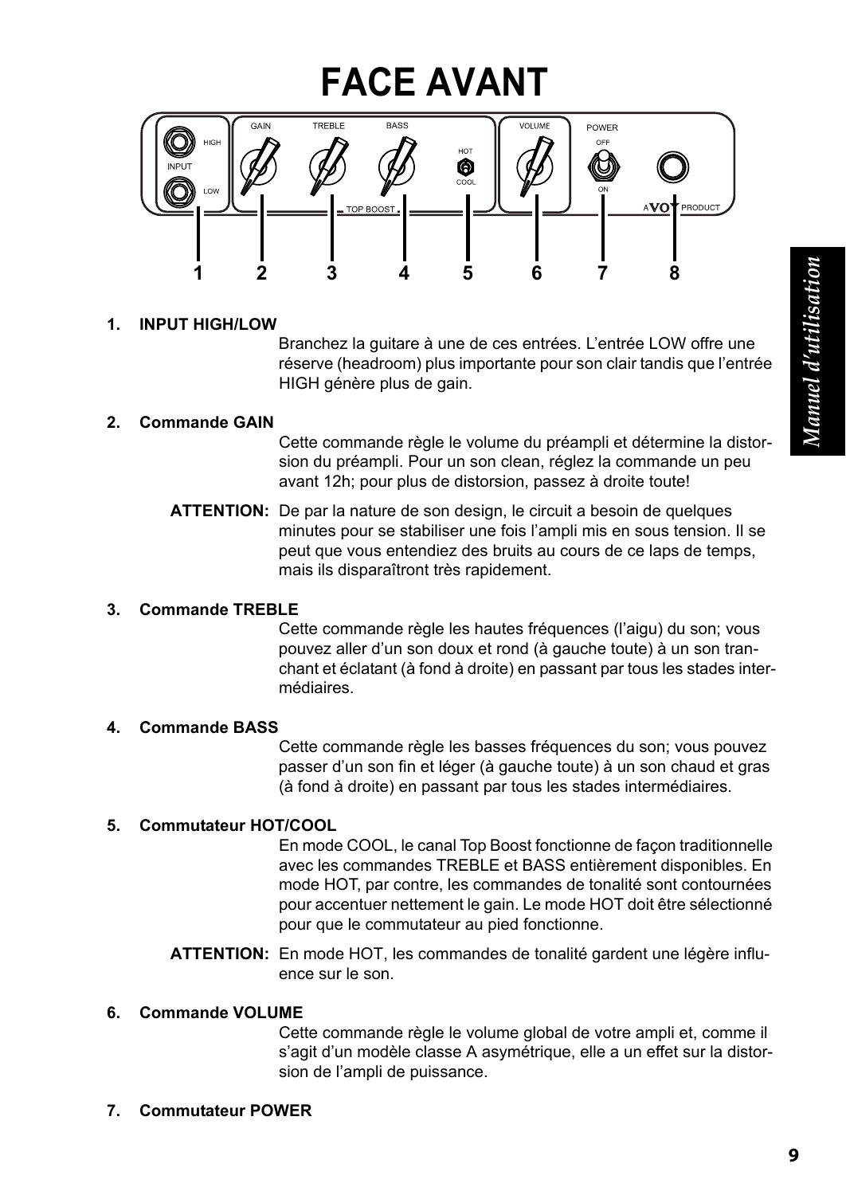# FACE AVANT

INPUT HIGH LOW GAIN TREBLE BASS HOT COOL TOP BOOST VOLUME POWER OFF ON A VOX PRODUCT

1 2 3 4 5 6 7 8

**1. INPUT HIGH/LOW**

Branchez la guitare à une de ces entrées. L'entrée LOW offre une réserve (headroom) plus importante pour son clair tandis que l'entrée HIGH génère plus de gain.

**2. Commande GAIN**

Cette commande règle le volume du préampli et détermine la distorsion du préampli. Pour un son clean, réglez la commande un peu avant 12h; pour plus de distorsion, passez à droite toute!

**ATTENTION:** De par la nature de son design, le circuit a besoin de quelques minutes pour se stabiliser une fois l'ampli mis en sous tension. Il se peut que vous entendiez des bruits au cours de ce laps de temps, mais ils disparaîtront très rapidement.

**3. Commande TREBLE**

Cette commande règle les hautes fréquences (l'aigu) du son; vous pouvez aller d'un son doux et rond (à gauche toute) à un son tranchant et éclatant (à fond à droite) en passant par tous les stades intermédiaires.

**4. Commande BASS**

Cette commande règle les basses fréquences du son; vous pouvez passer d'un son fin et léger (à gauche toute) à un son chaud et gras (à fond à droite) en passant par tous les stades intermédiaires.

**5. Commutateur HOT/COOL**

En mode COOL, le canal Top Boost fonctionne de façon traditionnelle avec les commandes TREBLE et BASS entièrement disponibles. En mode HOT, par contre, les commandes de tonalité sont contournées pour accentuer nettement le gain. Le mode HOT doit être sélectionné pour que le commutateur au pied fonctionne.

**ATTENTION:** En mode HOT, les commandes de tonalité gardent une légère influence sur le son.

**6. Commande VOLUME**

Cette commande règle le volume global de votre ampli et, comme il s'agit d'un modèle classe A asymétrique, elle a un effet sur la distorsion de l'ampli de puissance.

**7. Commutateur POWER**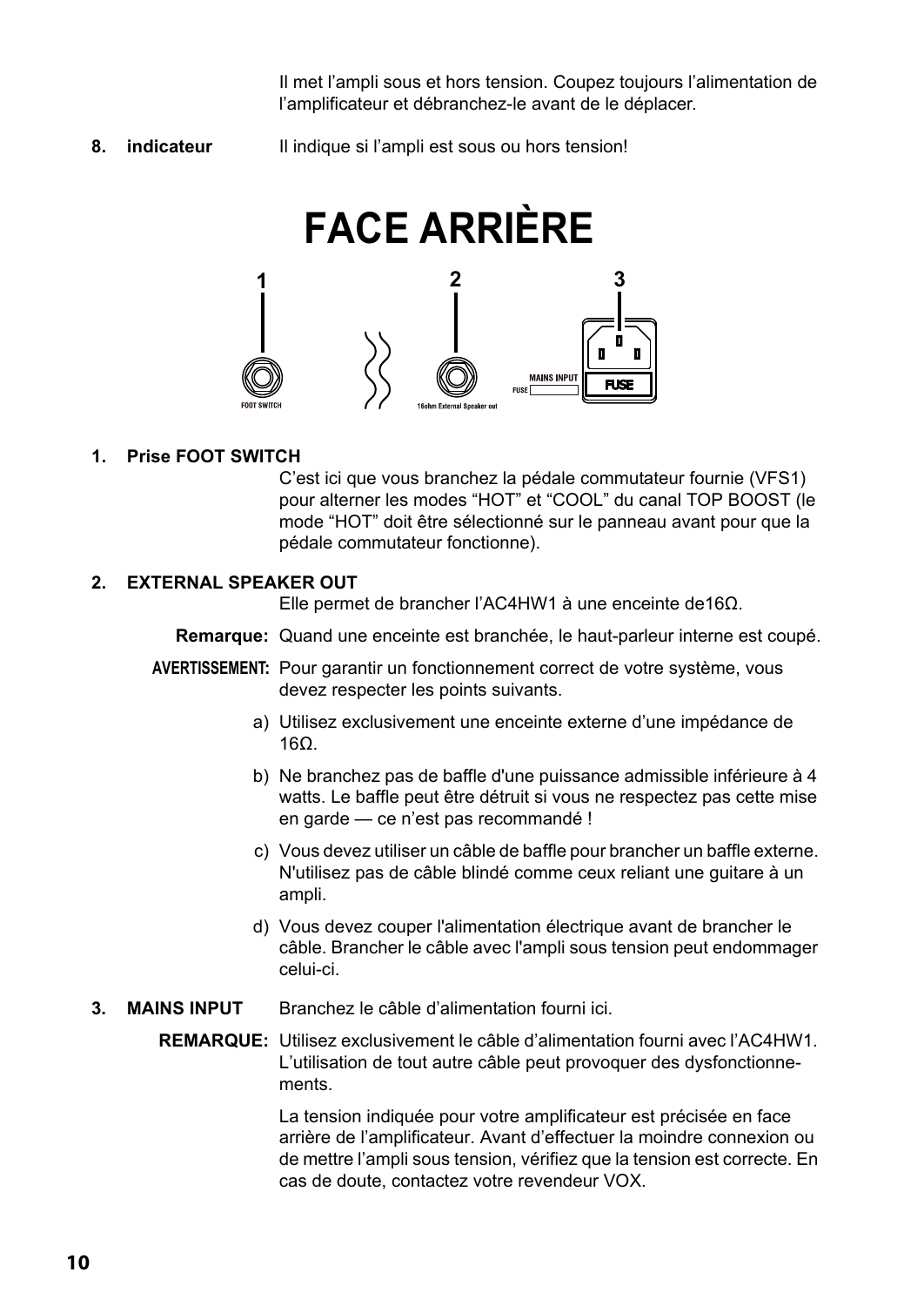Il met l'ampli sous et hors tension. Coupez toujours l'alimentation de l'amplificateur et débranchez-le avant de le déplacer.

**8. indicateur** Il indique si l'ampli est sous ou hors tension!

# FACE ARRIÈRE

1 2 3

FOOT SWITCH

16ohm External Speaker out

MAINS INPUT

FUSE

FUSE

**1. Prise FOOT SWITCH**

C'est ici que vous branchez la pédale commutateur fournie (VFS1) pour alterner les modes "HOT" et "COOL" du canal TOP BOOST (le mode "HOT" doit être sélectionné sur le panneau avant pour que la pédale commutateur fonctionne).

**2. EXTERNAL SPEAKER OUT**

Elle permet de brancher l'AC4HW1 à une enceinte de16Ω.

**Remarque:** Quand une enceinte est branchée, le haut-parleur interne est coupé.

**AVERTISSEMENT:** Pour garantir un fonctionnement correct de votre système, vous devez respecter les points suivants.

a) Utilisez exclusivement une enceinte externe d'une impédance de 16Ω.

b) Ne branchez pas de baffle d'une puissance admissible inférieure à 4 watts. Le baffle peut être détruit si vous ne respectez pas cette mise en garde — ce n'est pas recommandé !

c) Vous devez utiliser un câble de baffle pour brancher un baffle externe. N'utilisez pas de câble blindé comme ceux reliant une guitare à un ampli.

d) Vous devez couper l'alimentation électrique avant de brancher le câble. Brancher le câble avec l'ampli sous tension peut endommager celui-ci.

**3. MAINS INPUT** Branchez le câble d'alimentation fourni ici.

**REMARQUE:** Utilisez exclusivement le câble d'alimentation fourni avec l'AC4HW1. L'utilisation de tout autre câble peut provoquer des dysfonctionnements.

La tension indiquée pour votre amplificateur est précisée en face arrière de l'amplificateur. Avant d'effectuer la moindre connexion ou de mettre l'ampli sous tension, vérifiez que la tension est correcte. En cas de doute, contactez votre revendeur VOX.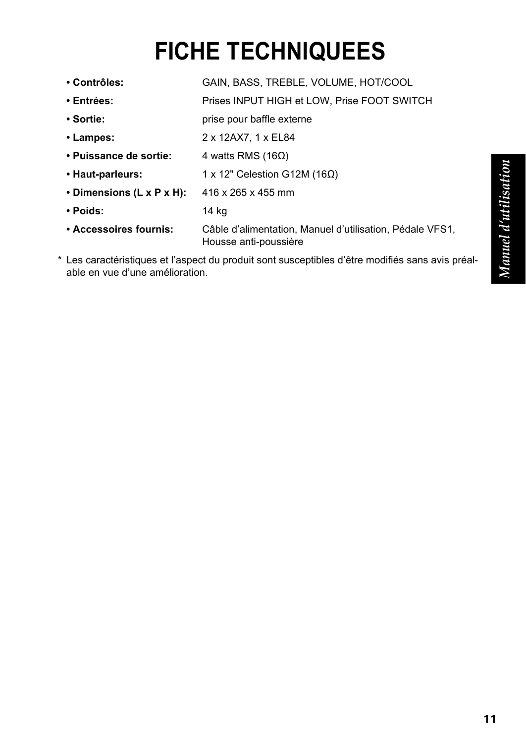# FICHE TECHNIQUEES

| | |
|---|---|
| **• Contrôles:** | GAIN, BASS, TREBLE, VOLUME, HOT/COOL |
| **• Entrées:** | Prises INPUT HIGH et LOW, Prise FOOT SWITCH |
| **• Sortie:** | prise pour baffle externe |
| **• Lampes:** | 2 x 12AX7, 1 x EL84 |
| **• Puissance de sortie:** | 4 watts RMS (16Ω) |
| **• Haut-parleurs:** | 1 x 12" Celestion G12M (16Ω) |
| **• Dimensions (L x P x H):** | 416 x 265 x 455 mm |
| **• Poids:** | 14 kg |
| **• Accessoires fournis:** | Câble d'alimentation, Manuel d'utilisation, Pédale VFS1, Housse anti-poussière |

\* Les caractéristiques et l'aspect du produit sont susceptibles d'être modifiés sans avis préalable en vue d'une amélioration.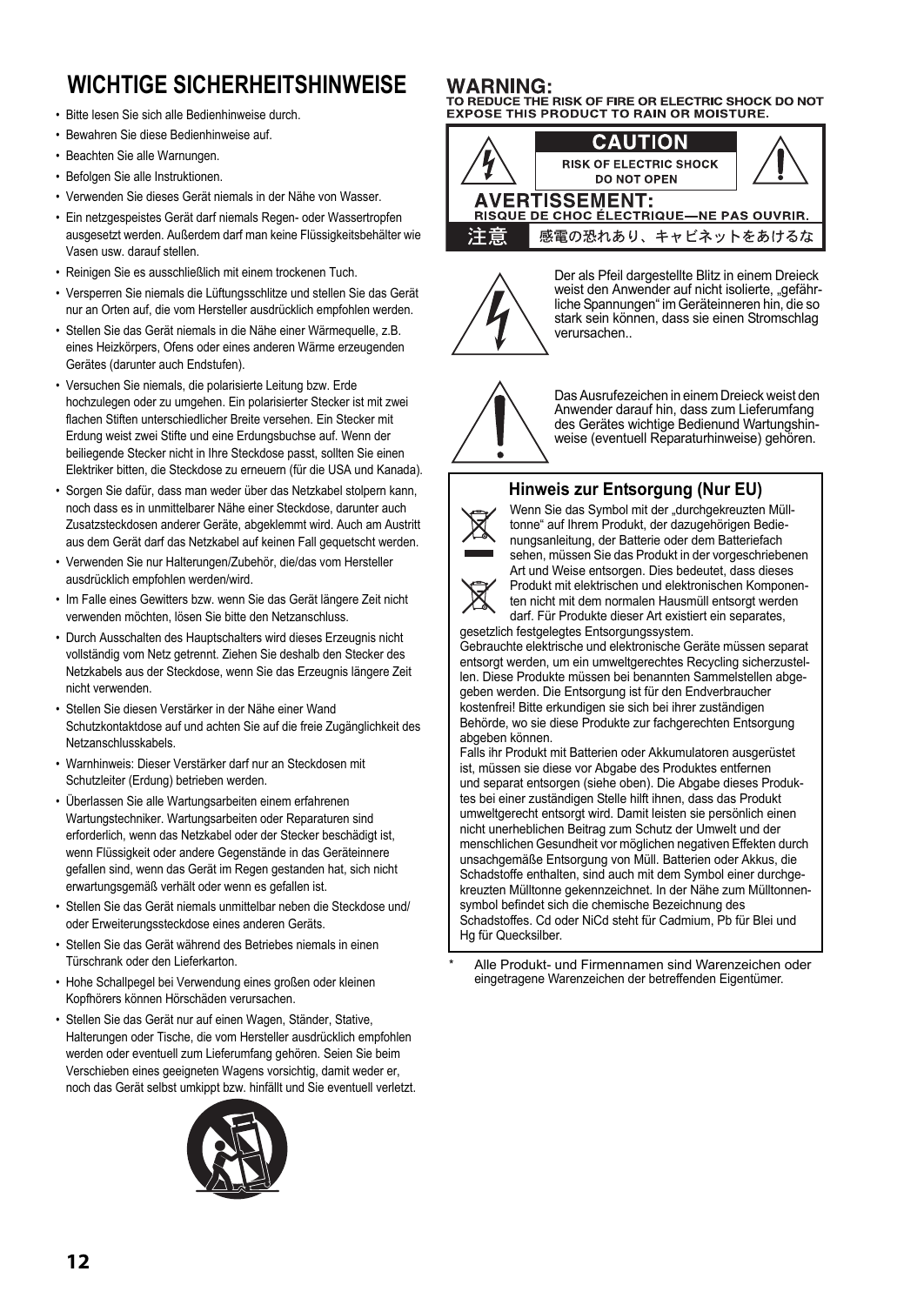# WICHTIGE SICHERHEITSHINWEISE

- Bitte lesen Sie sich alle Bedienhinweise durch.
- Bewahren Sie diese Bedienhinweise auf.
- Beachten Sie alle Warnungen.
- Befolgen Sie alle Instruktionen.
- Verwenden Sie dieses Gerät niemals in der Nähe von Wasser.
- Ein netzgespeistes Gerät darf niemals Regen- oder Wassertropfen ausgesetzt werden. Außerdem darf man keine Flüssigkeitsbehälter wie Vasen usw. darauf stellen.
- Reinigen Sie es ausschließlich mit einem trockenen Tuch.
- Versperren Sie niemals die Lüftungsschlitze und stellen Sie das Gerät nur an Orten auf, die vom Hersteller ausdrücklich empfohlen werden.
- Stellen Sie das Gerät niemals in die Nähe einer Wärmequelle, z.B. eines Heizkörpers, Ofens oder eines anderen Wärme erzeugenden Gerätes (darunter auch Endstufen).
- Versuchen Sie niemals, die polarisierte Leitung bzw. Erde hochzulegen oder zu umgehen. Ein polarisierter Stecker ist mit zwei flachen Stiften unterschiedlicher Breite versehen. Ein Stecker mit Erdung weist zwei Stifte und eine Erdungsbuchse auf. Wenn der beiliegende Stecker nicht in Ihre Steckdose passt, sollten Sie einen Elektriker bitten, die Steckdose zu erneuern (für die USA und Kanada).
- Sorgen Sie dafür, dass man weder über das Netzkabel stolpern kann, noch dass es in unmittelbarer Nähe einer Steckdose, darunter auch Zusatzsteckdosen anderer Geräte, abgeklemmt wird. Auch am Austritt aus dem Gerät darf das Netzkabel auf keinen Fall gequetscht werden.
- Verwenden Sie nur Halterungen/Zubehör, die/das vom Hersteller ausdrücklich empfohlen werden/wird.
- Im Falle eines Gewitters bzw. wenn Sie das Gerät längere Zeit nicht verwenden möchten, lösen Sie bitte den Netzanschluss.
- Durch Ausschalten des Hauptschalters wird dieses Erzeugnis nicht vollständig vom Netz getrennt. Ziehen Sie deshalb den Stecker des Netzkabels aus der Steckdose, wenn Sie das Erzeugnis längere Zeit nicht verwenden.
- Stellen Sie diesen Verstärker in der Nähe einer Wand Schutzkontaktdose auf und achten Sie auf die freie Zugänglichkeit des Netzanschlusskabels.
- Warnhinweis: Dieser Verstärker darf nur an Steckdosen mit Schutzleiter (Erdung) betrieben werden.
- Überlassen Sie alle Wartungsarbeiten einem erfahrenen Wartungstechniker. Wartungsarbeiten oder Reparaturen sind erforderlich, wenn das Netzkabel oder der Stecker beschädigt ist, wenn Flüssigkeit oder andere Gegenstände in das Geräteinnere gefallen sind, wenn das Gerät im Regen gestanden hat, sich nicht erwartungsgemäß verhält oder wenn es gefallen ist.
- Stellen Sie das Gerät niemals unmittelbar neben die Steckdose und/ oder Erweiterungssteckdose eines anderen Geräts.
- Stellen Sie das Gerät während des Betriebes niemals in einen Türschrank oder den Lieferkarton.
- Hohe Schallpegel bei Verwendung eines großen oder kleinen Kopfhörers können Hörschäden verursachen.
- Stellen Sie das Gerät nur auf einen Wagen, Ständer, Stative, Halterungen oder Tische, die vom Hersteller ausdrücklich empfohlen werden oder eventuell zum Lieferumfang gehören. Seien Sie beim Verschieben eines geeigneten Wagens vorsichtig, damit weder er, noch das Gerät selbst umkippt bzw. hinfällt und Sie eventuell verletzt.

**WARNING:**
**TO REDUCE THE RISK OF FIRE OR ELECTRIC SHOCK DO NOT EXPOSE THIS PRODUCT TO RAIN OR MOISTURE.**

**CAUTION**
RISK OF ELECTRIC SHOCK
DO NOT OPEN

**AVERTISSEMENT:**
RISQUE DE CHOC ÉLECTRIQUE—NE PAS OUVRIR.

注意 感電の恐れあり、キャビネットをあけるな

Der als Pfeil dargestellte Blitz in einem Dreieck weist den Anwender auf nicht isolierte, „gefährliche Spannungen" im Geräteinneren hin, die so stark sein können, dass sie einen Stromschlag verursachen..

Das Ausrufezeichen in einem Dreieck weist den Anwender darauf hin, dass zum Lieferumfang des Gerätes wichtige Bedienund Wartungshinweise (eventuell Reparaturhinweise) gehören.

### Hinweis zur Entsorgung (Nur EU)

Wenn Sie das Symbol mit der „durchgekreuzten Mülltonne" auf Ihrem Produkt, der dazugehörigen Bedienungsanleitung, der Batterie oder dem Batteriefach sehen, müssen Sie das Produkt in der vorgeschriebenen Art und Weise entsorgen. Dies bedeutet, dass dieses Produkt mit elektrischen und elektronischen Komponenten nicht mit dem normalen Hausmüll entsorgt werden darf. Für Produkte dieser Art existiert ein separates, gesetzlich festgelegtes Entsorgungssystem.

Gebrauchte elektrische und elektronische Geräte müssen separat entsorgt werden, um ein umweltgerechtes Recycling sicherzustellen. Diese Produkte müssen bei benannten Sammelstellen abgegeben werden. Die Entsorgung ist für den Endverbraucher kostenfrei! Bitte erkundigen sie sich bei ihrer zuständigen Behörde, wo sie diese Produkte zur fachgerechten Entsorgung abgeben können.

Falls ihr Produkt mit Batterien oder Akkumulatoren ausgerüstet ist, müssen sie diese vor Abgabe des Produktes entfernen und separat entsorgen (siehe oben). Die Abgabe dieses Produktes bei einer zuständigen Stelle hilft ihnen, dass das Produkt umweltgerecht entsorgt wird. Damit leisten sie persönlich einen nicht unerheblichen Beitrag zum Schutz der Umwelt und der menschlichen Gesundheit vor möglichen negativen Effekten durch unsachgemäße Entsorgung von Müll. Batterien oder Akkus, die Schadstoffe enthalten, sind auch mit dem Symbol einer durchgekreuzten Mülltonne gekennzeichnet. In der Nähe zum Mülltonnensymbol befindet sich die chemische Bezeichnung des Schadstoffes. Cd oder NiCd steht für Cadmium, Pb für Blei und Hg für Quecksilber.

\* Alle Produkt- und Firmennamen sind Warenzeichen oder eingetragene Warenzeichen der betreffenden Eigentümer.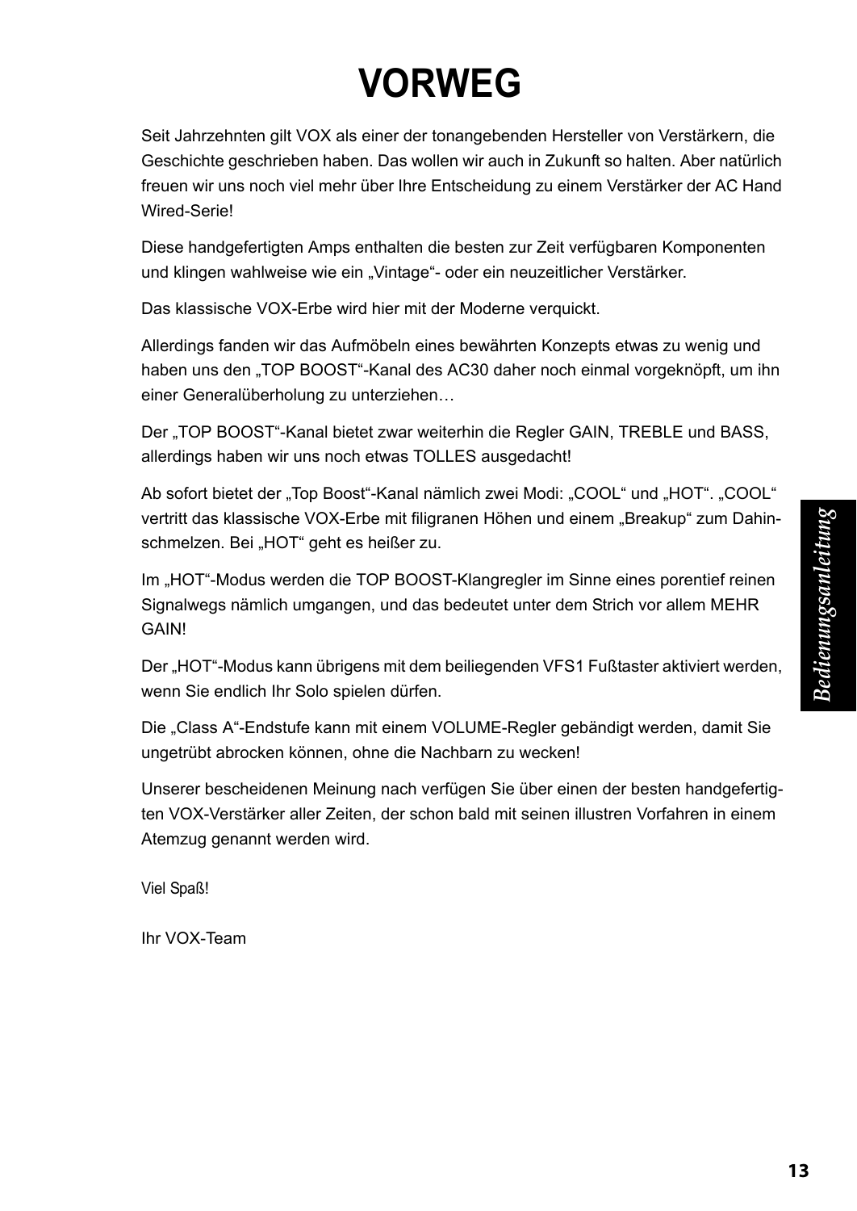# VORWEG

Seit Jahrzehnten gilt VOX als einer der tonangebenden Hersteller von Verstärkern, die Geschichte geschrieben haben. Das wollen wir auch in Zukunft so halten. Aber natürlich freuen wir uns noch viel mehr über Ihre Entscheidung zu einem Verstärker der AC Hand Wired-Serie!

Diese handgefertigten Amps enthalten die besten zur Zeit verfügbaren Komponenten und klingen wahlweise wie ein „Vintage“- oder ein neuzeitlicher Verstärker.

Das klassische VOX-Erbe wird hier mit der Moderne verquickt.

Allerdings fanden wir das Aufmöbeln eines bewährten Konzepts etwas zu wenig und haben uns den „TOP BOOST“-Kanal des AC30 daher noch einmal vorgeknöpft, um ihn einer Generalüberholung zu unterziehen…

Der „TOP BOOST“-Kanal bietet zwar weiterhin die Regler GAIN, TREBLE und BASS, allerdings haben wir uns noch etwas TOLLES ausgedacht!

Ab sofort bietet der „Top Boost“-Kanal nämlich zwei Modi: „COOL“ und „HOT“. „COOL“ vertritt das klassische VOX-Erbe mit filigranen Höhen und einem „Breakup“ zum Dahinschmelzen. Bei „HOT“ geht es heißer zu.

Im „HOT“-Modus werden die TOP BOOST-Klangregler im Sinne eines porentief reinen Signalwegs nämlich umgangen, und das bedeutet unter dem Strich vor allem MEHR GAIN!

Der „HOT“-Modus kann übrigens mit dem beiliegenden VFS1 Fußtaster aktiviert werden, wenn Sie endlich Ihr Solo spielen dürfen.

Die „Class A“-Endstufe kann mit einem VOLUME-Regler gebändigt werden, damit Sie ungetrübt abrocken können, ohne die Nachbarn zu wecken!

Unserer bescheidenen Meinung nach verfügen Sie über einen der besten handgefertigten VOX-Verstärker aller Zeiten, der schon bald mit seinen illustren Vorfahren in einem Atemzug genannt werden wird.

Viel Spaß!

Ihr VOX-Team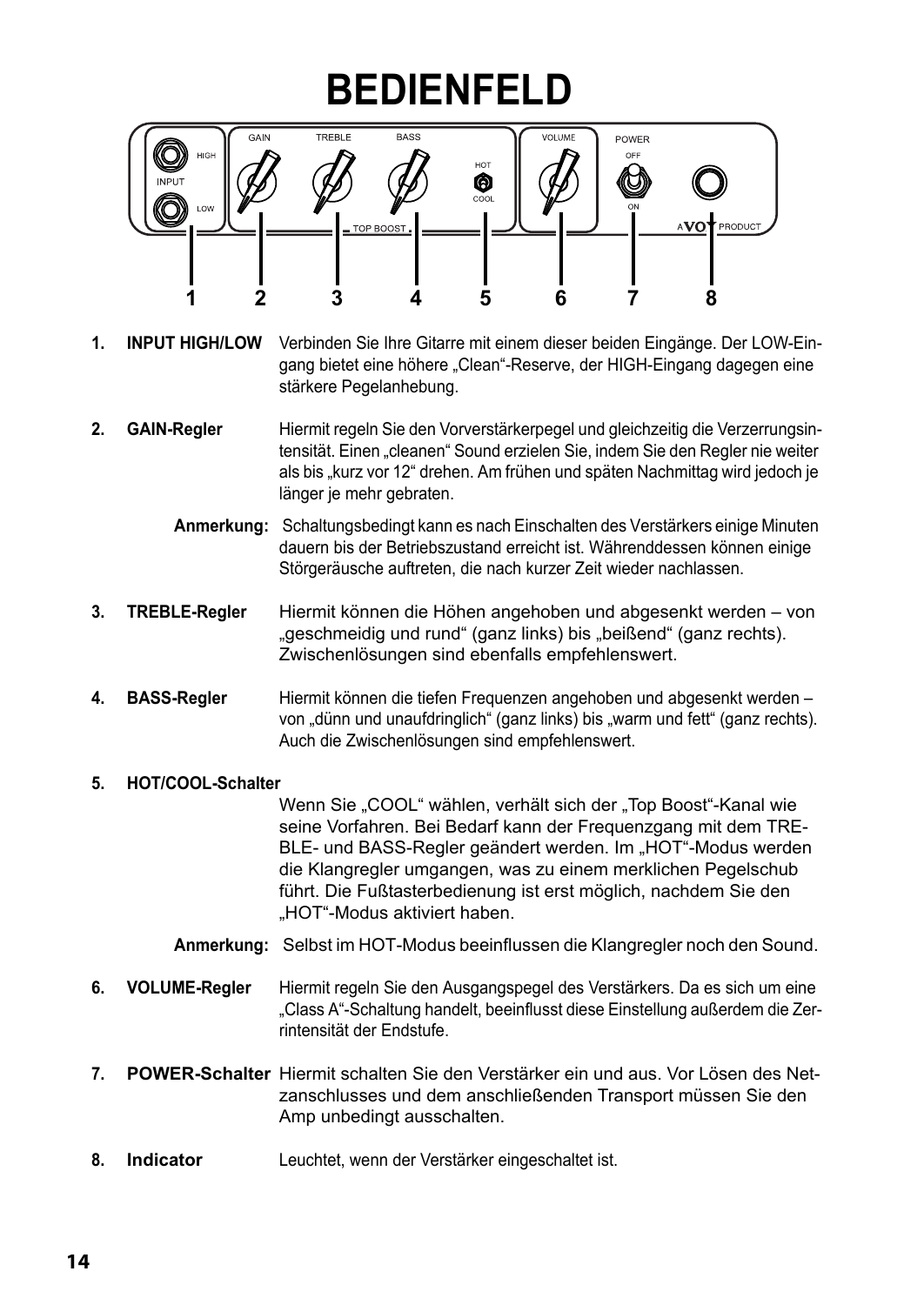# BEDIENFELD

INPUT HIGH LOW

GAIN TREBLE BASS

HOT COOL

TOP BOOST

VOLUME

POWER OFF ON

A VOX PRODUCT

1 2 3 4 5 6 7 8

1. **INPUT HIGH/LOW** Verbinden Sie Ihre Gitarre mit einem dieser beiden Eingänge. Der LOW-Eingang bietet eine höhere „Clean"-Reserve, der HIGH-Eingang dagegen eine stärkere Pegelanhebung.

2. **GAIN-Regler** Hiermit regeln Sie den Vorverstärkerpegel und gleichzeitig die Verzerrungsintensität. Einen „cleanen" Sound erzielen Sie, indem Sie den Regler nie weiter als bis „kurz vor 12" drehen. Am frühen und späten Nachmittag wird jedoch je länger je mehr gebraten.

   **Anmerkung:** Schaltungsbedingt kann es nach Einschalten des Verstärkers einige Minuten dauern bis der Betriebszustand erreicht ist. Währenddessen können einige Störgeräusche auftreten, die nach kurzer Zeit wieder nachlassen.

3. **TREBLE-Regler** Hiermit können die Höhen angehoben und abgesenkt werden – von „geschmeidig und rund" (ganz links) bis „beißend" (ganz rechts). Zwischenlösungen sind ebenfalls empfehlenswert.

4. **BASS-Regler** Hiermit können die tiefen Frequenzen angehoben und abgesenkt werden – von „dünn und unaufdringlich" (ganz links) bis „warm und fett" (ganz rechts). Auch die Zwischenlösungen sind empfehlenswert.

5. **HOT/COOL-Schalter**
   Wenn Sie „COOL" wählen, verhält sich der „Top Boost"-Kanal wie seine Vorfahren. Bei Bedarf kann der Frequenzgang mit dem TREBLE- und BASS-Regler geändert werden. Im „HOT"-Modus werden die Klangregler umgangen, was zu einem merklichen Pegelschub führt. Die Fußtasterbedienung ist erst möglich, nachdem Sie den „HOT"-Modus aktiviert haben.

   **Anmerkung:** Selbst im HOT-Modus beeinflussen die Klangregler noch den Sound.

6. **VOLUME-Regler** Hiermit regeln Sie den Ausgangspegel des Verstärkers. Da es sich um eine „Class A"-Schaltung handelt, beeinflusst diese Einstellung außerdem die Zerrintensität der Endstufe.

7. **POWER-Schalter** Hiermit schalten Sie den Verstärker ein und aus. Vor Lösen des Netzanschlusses und dem anschließenden Transport müssen Sie den Amp unbedingt ausschalten.

8. **Indicator** Leuchtet, wenn der Verstärker eingeschaltet ist.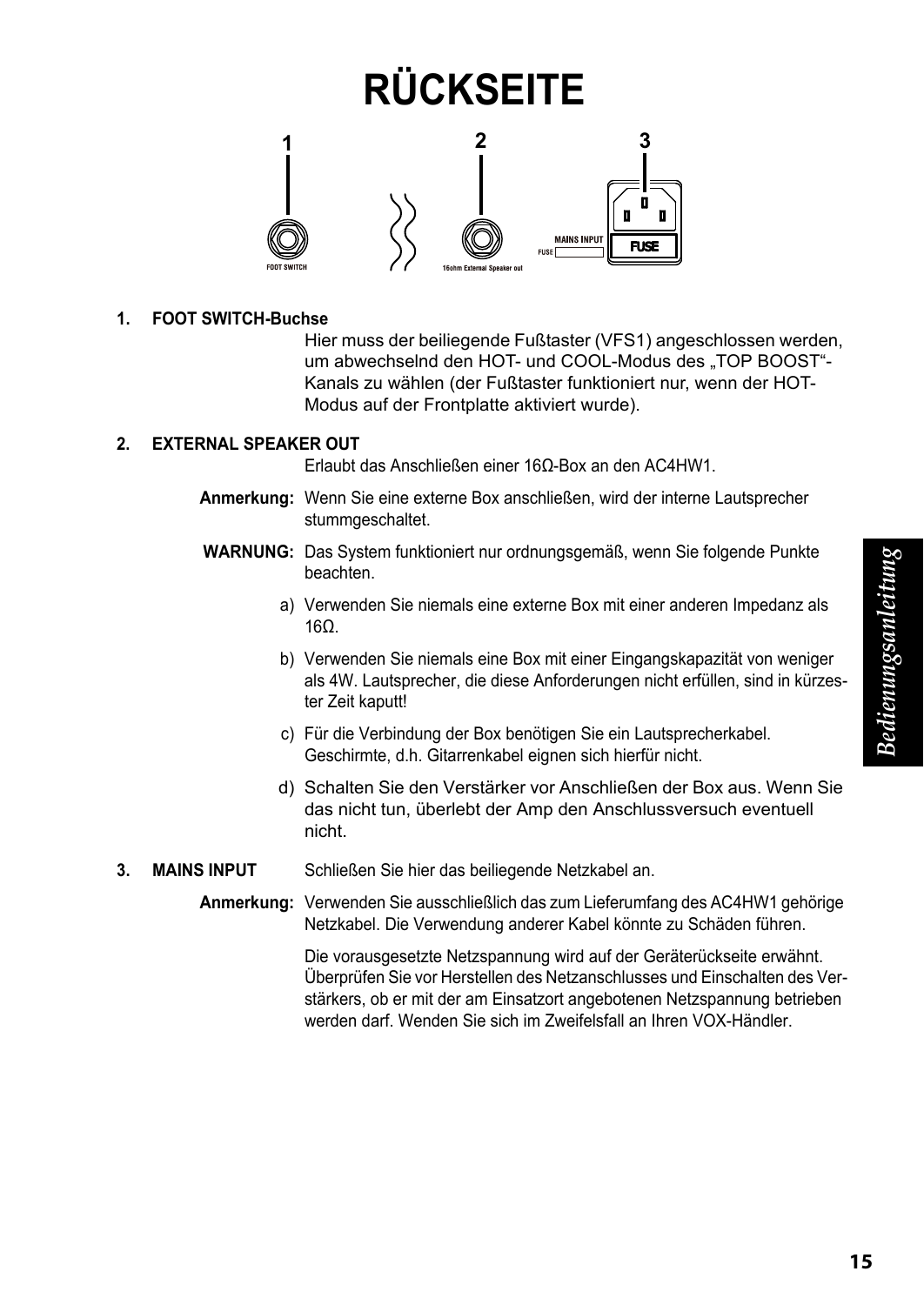# RÜCKSEITE

1 2 3

FOOT SWITCH

16ohm External Speaker out

MAINS INPUT

FUSE

FUSE

**1. FOOT SWITCH-Buchse**

Hier muss der beiliegende Fußtaster (VFS1) angeschlossen werden, um abwechselnd den HOT- und COOL-Modus des „TOP BOOST"-Kanals zu wählen (der Fußtaster funktioniert nur, wenn der HOT-Modus auf der Frontplatte aktiviert wurde).

**2. EXTERNAL SPEAKER OUT**

Erlaubt das Anschließen einer 16Ω-Box an den AC4HW1.

**Anmerkung:** Wenn Sie eine externe Box anschließen, wird der interne Lautsprecher stummgeschaltet.

**WARNUNG:** Das System funktioniert nur ordnungsgemäß, wenn Sie folgende Punkte beachten.

a) Verwenden Sie niemals eine externe Box mit einer anderen Impedanz als 16Ω.

b) Verwenden Sie niemals eine Box mit einer Eingangskapazität von weniger als 4W. Lautsprecher, die diese Anforderungen nicht erfüllen, sind in kürzester Zeit kaputt!

c) Für die Verbindung der Box benötigen Sie ein Lautsprecherkabel. Geschirmte, d.h. Gitarrenkabel eignen sich hierfür nicht.

d) Schalten Sie den Verstärker vor Anschließen der Box aus. Wenn Sie das nicht tun, überlebt der Amp den Anschlussversuch eventuell nicht.

**3. MAINS INPUT** Schließen Sie hier das beiliegende Netzkabel an.

**Anmerkung:** Verwenden Sie ausschließlich das zum Lieferumfang des AC4HW1 gehörige Netzkabel. Die Verwendung anderer Kabel könnte zu Schäden führen.

Die vorausgesetzte Netzspannung wird auf der Geräterückseite erwähnt. Überprüfen Sie vor Herstellen des Netzanschlusses und Einschalten des Verstärkers, ob er mit der am Einsatzort angebotenen Netzspannung betrieben werden darf. Wenden Sie sich im Zweifelsfall an Ihren VOX-Händler.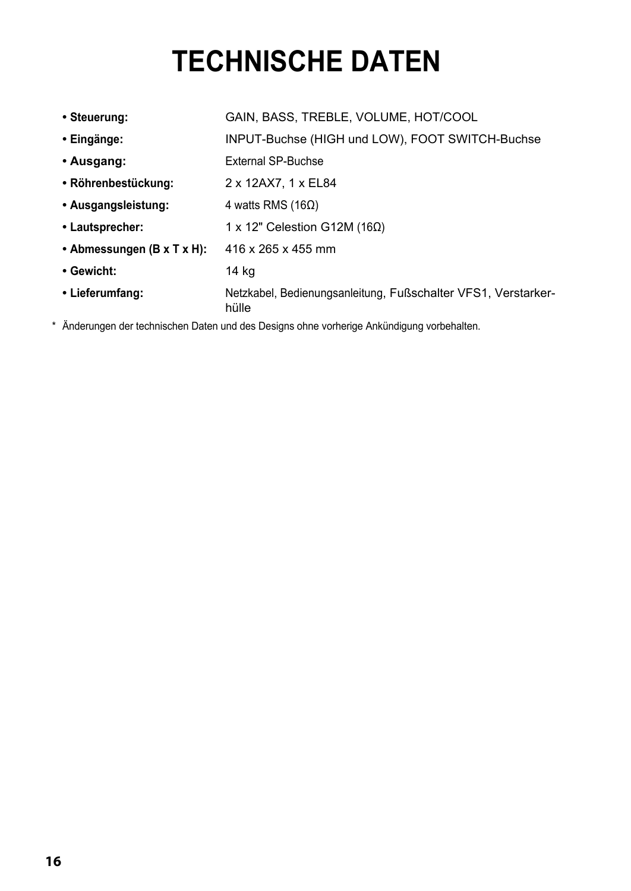# TECHNISCHE DATEN

- **Steuerung:** GAIN, BASS, TREBLE, VOLUME, HOT/COOL
- **Eingänge:** INPUT-Buchse (HIGH und LOW), FOOT SWITCH-Buchse
- **Ausgang:** External SP-Buchse
- **Röhrenbestückung:** 2 x 12AX7, 1 x EL84
- **Ausgangsleistung:** 4 watts RMS (16Ω)
- **Lautsprecher:** 1 x 12" Celestion G12M (16Ω)
- **Abmessungen (B x T x H):** 416 x 265 x 455 mm
- **Gewicht:** 14 kg
- **Lieferumfang:** Netzkabel, Bedienungsanleitung, Fußschalter VFS1, Verstarker-hülle

\* Änderungen der technischen Daten und des Designs ohne vorherige Ankündigung vorbehalten.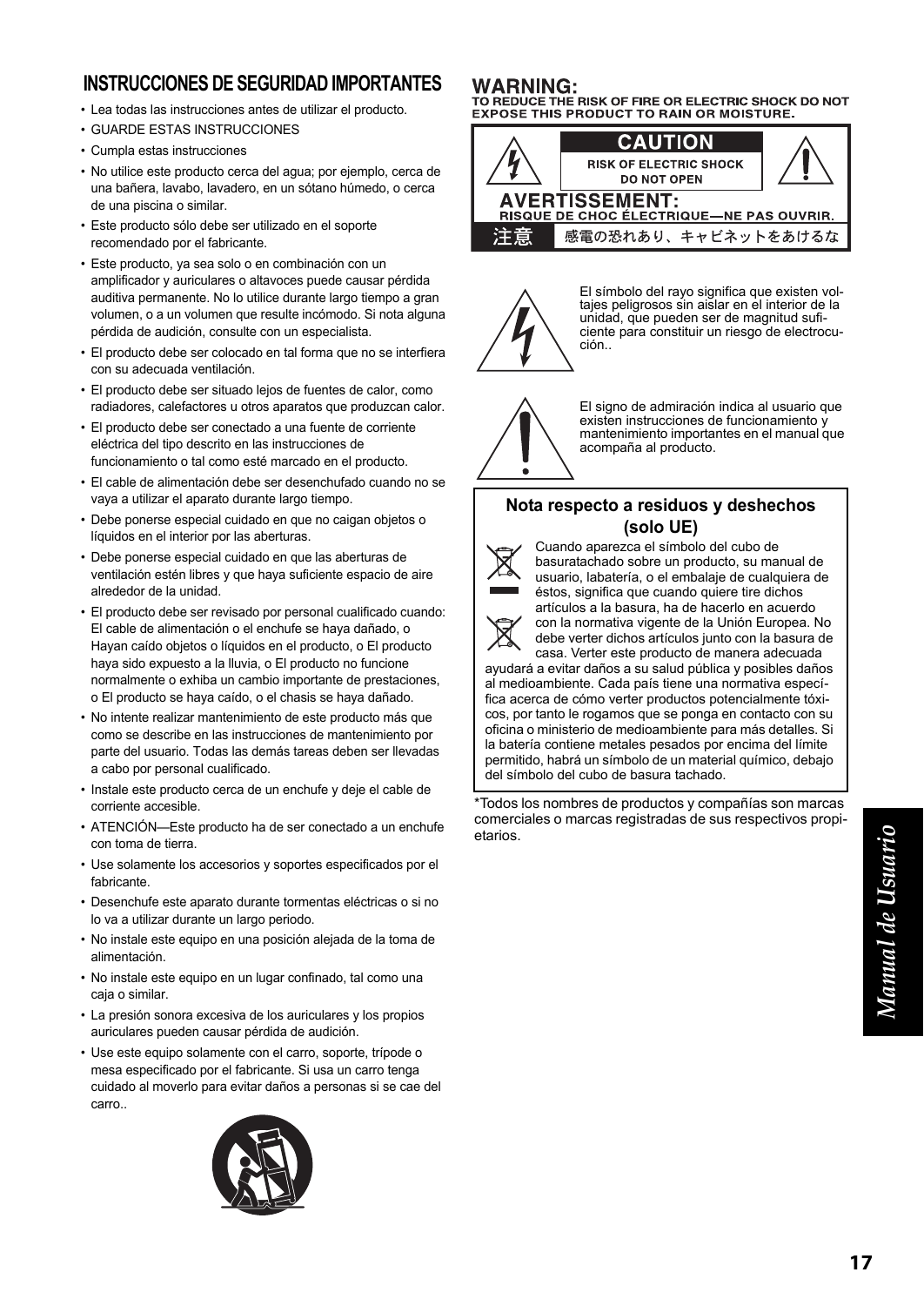## INSTRUCCIONES DE SEGURIDAD IMPORTANTES

- Lea todas las instrucciones antes de utilizar el producto.
- GUARDE ESTAS INSTRUCCIONES
- Cumpla estas instrucciones
- No utilice este producto cerca del agua; por ejemplo, cerca de una bañera, lavabo, lavadero, en un sótano húmedo, o cerca de una piscina o similar.
- Este producto sólo debe ser utilizado en el soporte recomendado por el fabricante.
- Este producto, ya sea solo o en combinación con un amplificador y auriculares o altavoces puede causar pérdida auditiva permanente. No lo utilice durante largo tiempo a gran volumen, o a un volumen que resulte incómodo. Si nota alguna pérdida de audición, consulte con un especialista.
- El producto debe ser colocado en tal forma que no se interfiera con su adecuada ventilación.
- El producto debe ser situado lejos de fuentes de calor, como radiadores, calefactores u otros aparatos que produzcan calor.
- El producto debe ser conectado a una fuente de corriente eléctrica del tipo descrito en las instrucciones de funcionamiento o tal como esté marcado en el producto.
- El cable de alimentación debe ser desenchufado cuando no se vaya a utilizar el aparato durante largo tiempo.
- Debe ponerse especial cuidado en que no caigan objetos o líquidos en el interior por las aberturas.
- Debe ponerse especial cuidado en que las aberturas de ventilación estén libres y que haya suficiente espacio de aire alrededor de la unidad.
- El producto debe ser revisado por personal cualificado cuando: El cable de alimentación o el enchufe se haya dañado, o Hayan caído objetos o líquidos en el producto, o El producto haya sido expuesto a la lluvia, o El producto no funcione normalmente o exhiba un cambio importante de prestaciones, o El producto se haya caído, o el chasis se haya dañado.
- No intente realizar mantenimiento de este producto más que como se describe en las instrucciones de mantenimiento por parte del usuario. Todas las demás tareas deben ser llevadas a cabo por personal cualificado.
- Instale este producto cerca de un enchufe y deje el cable de corriente accesible.
- ATENCIÓN—Este producto ha de ser conectado a un enchufe con toma de tierra.
- Use solamente los accesorios y soportes especificados por el fabricante.
- Desenchufe este aparato durante tormentas eléctricas o si no lo va a utilizar durante un largo periodo.
- No instale este equipo en una posición alejada de la toma de alimentación.
- No instale este equipo en un lugar confinado, tal como una caja o similar.
- La presión sonora excesiva de los auriculares y los propios auriculares pueden causar pérdida de audición.
- Use este equipo solamente con el carro, soporte, trípode o mesa especificado por el fabricante. Si usa un carro tenga cuidado al moverlo para evitar daños a personas si se cae del carro..

**WARNING:**
**TO REDUCE THE RISK OF FIRE OR ELECTRIC SHOCK DO NOT EXPOSE THIS PRODUCT TO RAIN OR MOISTURE.**

**CAUTION**
RISK OF ELECTRIC SHOCK
DO NOT OPEN

**AVERTISSEMENT:**
RISQUE DE CHOC ÉLECTRIQUE—NE PAS OUVRIR.

注意 感電の恐れあり、キャビネットをあけるな

El símbolo del rayo significa que existen voltajes peligrosos sin aislar en el interior de la unidad, que pueden ser de magnitud suficiente para constituir un riesgo de electrocución..

El signo de admiración indica al usuario que existen instrucciones de funcionamiento y mantenimiento importantes en el manual que acompaña al producto.

### Nota respecto a residuos y deshechos (solo UE)

Cuando aparezca el símbolo del cubo de basuratachado sobre un producto, su manual de usuario, labatería, o el embalaje de cualquiera de éstos, significa que cuando quiere tire dichos artículos a la basura, ha de hacerlo en acuerdo con la normativa vigente de la Unión Europea. No debe verter dichos artículos junto con la basura de casa. Verter este producto de manera adecuada ayudará a evitar daños a su salud pública y posibles daños al medioambiente. Cada país tiene una normativa específica acerca de cómo verter productos potencialmente tóxicos, por tanto le rogamos que se ponga en contacto con su oficina o ministerio de medioambiente para más detalles. Si la batería contiene metales pesados por encima del límite permitido, habrá un símbolo de un material químico, debajo del símbolo del cubo de basura tachado.

*Todos los nombres de productos y compañías son marcas comerciales o marcas registradas de sus respectivos propietarios.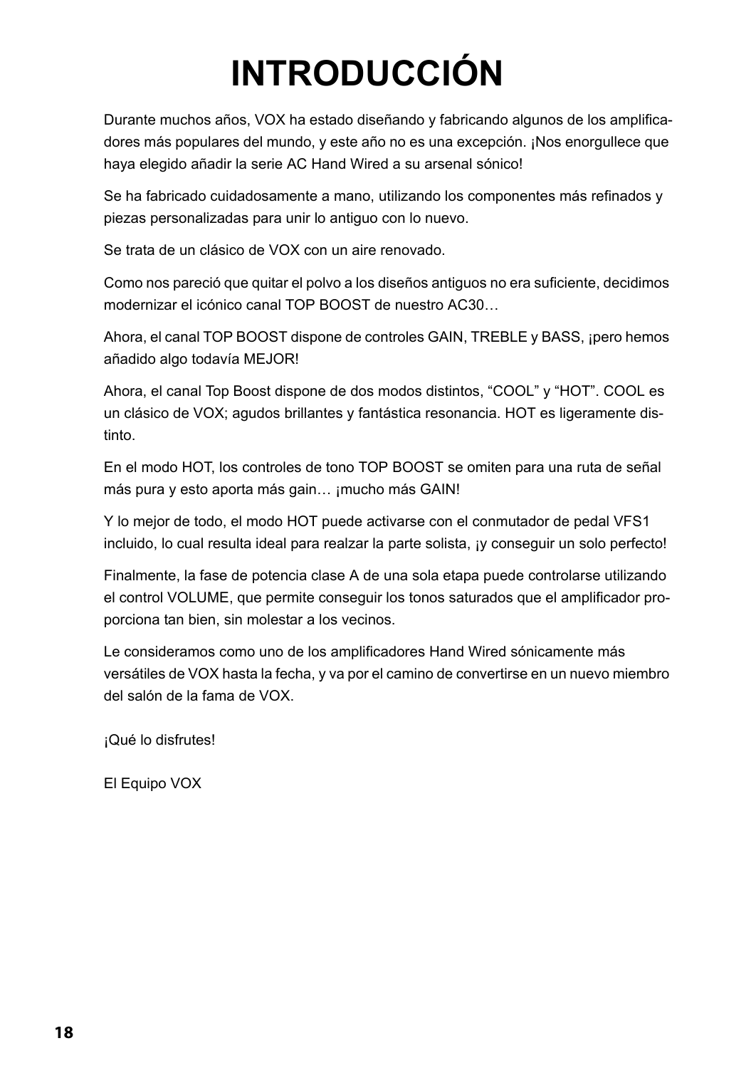# INTRODUCCIÓN

Durante muchos años, VOX ha estado diseñando y fabricando algunos de los amplificadores más populares del mundo, y este año no es una excepción. ¡Nos enorgullece que haya elegido añadir la serie AC Hand Wired a su arsenal sónico!

Se ha fabricado cuidadosamente a mano, utilizando los componentes más refinados y piezas personalizadas para unir lo antiguo con lo nuevo.

Se trata de un clásico de VOX con un aire renovado.

Como nos pareció que quitar el polvo a los diseños antiguos no era suficiente, decidimos modernizar el icónico canal TOP BOOST de nuestro AC30…

Ahora, el canal TOP BOOST dispone de controles GAIN, TREBLE y BASS, ¡pero hemos añadido algo todavía MEJOR!

Ahora, el canal Top Boost dispone de dos modos distintos, "COOL" y "HOT". COOL es un clásico de VOX; agudos brillantes y fantástica resonancia. HOT es ligeramente distinto.

En el modo HOT, los controles de tono TOP BOOST se omiten para una ruta de señal más pura y esto aporta más gain… ¡mucho más GAIN!

Y lo mejor de todo, el modo HOT puede activarse con el conmutador de pedal VFS1 incluido, lo cual resulta ideal para realzar la parte solista, ¡y conseguir un solo perfecto!

Finalmente, la fase de potencia clase A de una sola etapa puede controlarse utilizando el control VOLUME, que permite conseguir los tonos saturados que el amplificador proporciona tan bien, sin molestar a los vecinos.

Le consideramos como uno de los amplificadores Hand Wired sónicamente más versátiles de VOX hasta la fecha, y va por el camino de convertirse en un nuevo miembro del salón de la fama de VOX.

¡Qué lo disfrutes!

El Equipo VOX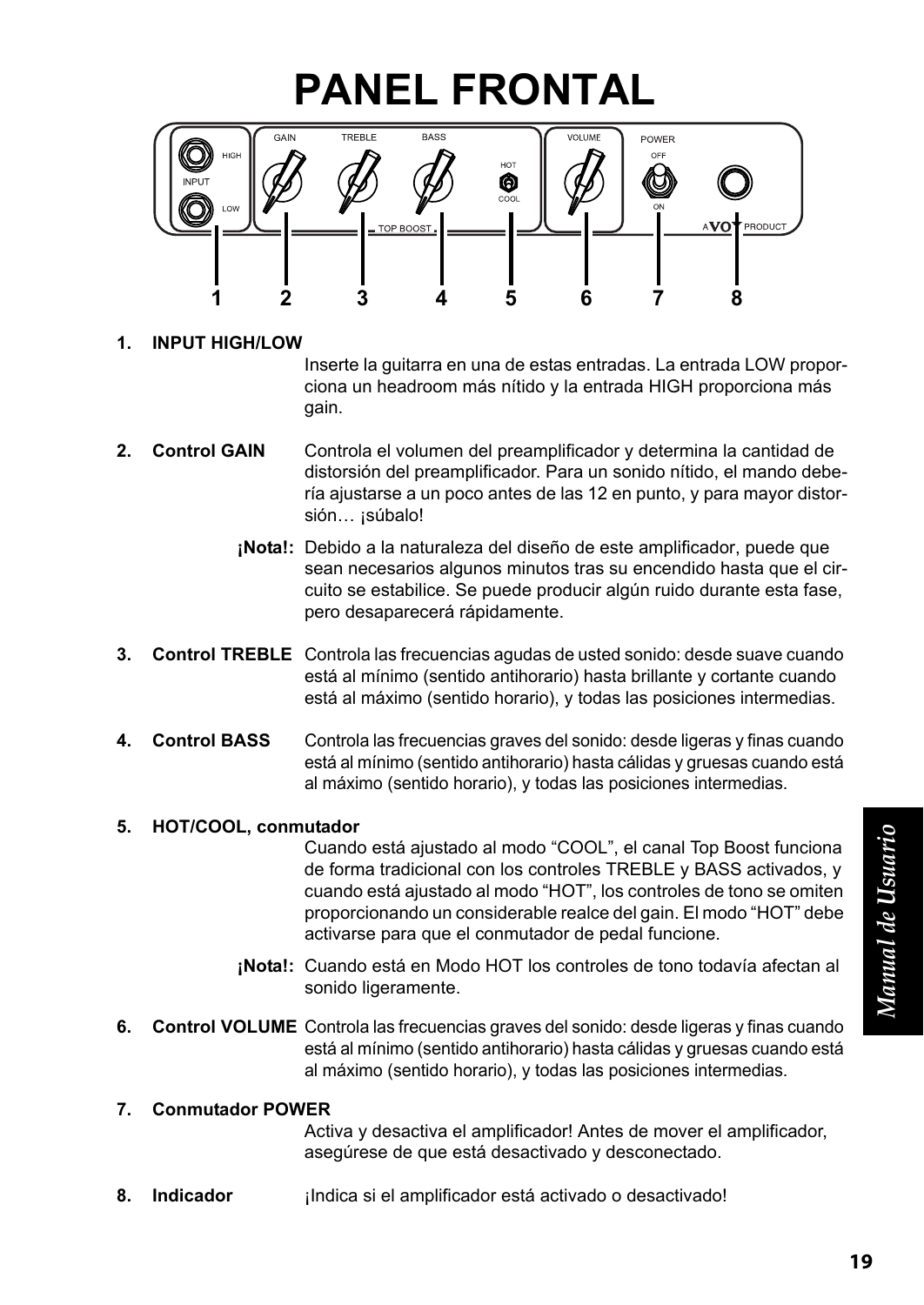# PANEL FRONTAL

1. **INPUT HIGH/LOW**

   Inserte la guitarra en una de estas entradas. La entrada LOW proporciona un headroom más nítido y la entrada HIGH proporciona más gain.

2. **Control GAIN** Controla el volumen del preamplificador y determina la cantidad de distorsión del preamplificador. Para un sonido nítido, el mando debería ajustarse a un poco antes de las 12 en punto, y para mayor distorsión… ¡súbalo!

   **¡Nota!:** Debido a la naturaleza del diseño de este amplificador, puede que sean necesarios algunos minutos tras su encendido hasta que el circuito se estabilice. Se puede producir algún ruido durante esta fase, pero desaparecerá rápidamente.

3. **Control TREBLE** Controla las frecuencias agudas de usted sonido: desde suave cuando está al mínimo (sentido antihorario) hasta brillante y cortante cuando está al máximo (sentido horario), y todas las posiciones intermedias.

4. **Control BASS** Controla las frecuencias graves del sonido: desde ligeras y finas cuando está al mínimo (sentido antihorario) hasta cálidas y gruesas cuando está al máximo (sentido horario), y todas las posiciones intermedias.

5. **HOT/COOL, conmutador**

   Cuando está ajustado al modo "COOL", el canal Top Boost funciona de forma tradicional con los controles TREBLE y BASS activados, y cuando está ajustado al modo "HOT", los controles de tono se omiten proporcionando un considerable realce del gain. El modo "HOT" debe activarse para que el conmutador de pedal funcione.

   **¡Nota!:** Cuando está en Modo HOT los controles de tono todavía afectan al sonido ligeramente.

6. **Control VOLUME** Controla las frecuencias graves del sonido: desde ligeras y finas cuando está al mínimo (sentido antihorario) hasta cálidas y gruesas cuando está al máximo (sentido horario), y todas las posiciones intermedias.

7. **Conmutador POWER**

   Activa y desactiva el amplificador! Antes de mover el amplificador, asegúrese de que está desactivado y desconectado.

8. **Indicador** ¡Indica si el amplificador está activado o desactivado!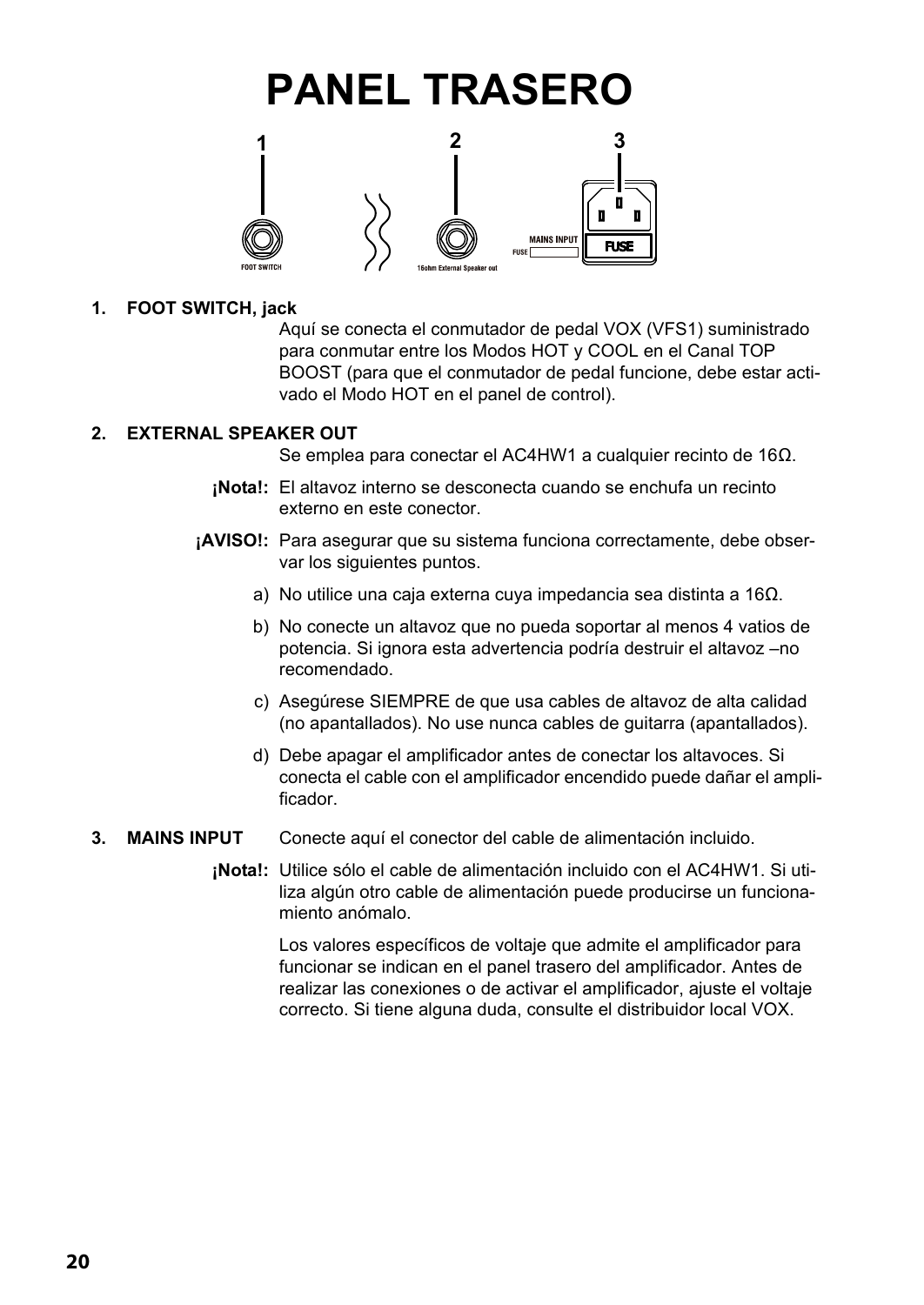# PANEL TRASERO

1. **FOOT SWITCH, jack**

   Aquí se conecta el conmutador de pedal VOX (VFS1) suministrado para conmutar entre los Modos HOT y COOL en el Canal TOP BOOST (para que el conmutador de pedal funcione, debe estar activado el Modo HOT en el panel de control).

2. **EXTERNAL SPEAKER OUT**

   Se emplea para conectar el AC4HW1 a cualquier recinto de 16Ω.

   **¡Nota!:** El altavoz interno se desconecta cuando se enchufa un recinto externo en este conector.

   **¡AVISO!:** Para asegurar que su sistema funciona correctamente, debe observar los siguientes puntos.

   a) No utilice una caja externa cuya impedancia sea distinta a 16Ω.

   b) No conecte un altavoz que no pueda soportar al menos 4 vatios de potencia. Si ignora esta advertencia podría destruir el altavoz –no recomendado.

   c) Asegúrese SIEMPRE de que usa cables de altavoz de alta calidad (no apantallados). No use nunca cables de guitarra (apantallados).

   d) Debe apagar el amplificador antes de conectar los altavoces. Si conecta el cable con el amplificador encendido puede dañar el amplificador.

3. **MAINS INPUT** Conecte aquí el conector del cable de alimentación incluido.

   **¡Nota!:** Utilice sólo el cable de alimentación incluido con el AC4HW1. Si utiliza algún otro cable de alimentación puede producirse un funcionamiento anómalo.

   Los valores específicos de voltaje que admite el amplificador para funcionar se indican en el panel trasero del amplificador. Antes de realizar las conexiones o de activar el amplificador, ajuste el voltaje correcto. Si tiene alguna duda, consulte el distribuidor local VOX.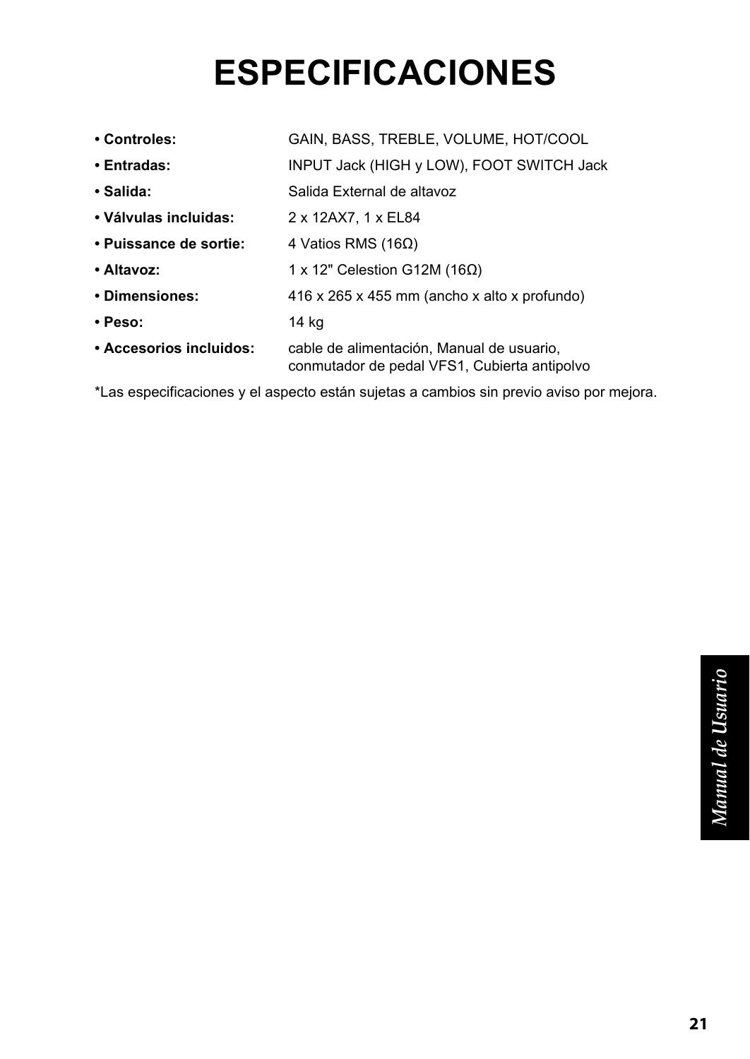# ESPECIFICACIONES

| | |
|---|---|
| **• Controles:** | GAIN, BASS, TREBLE, VOLUME, HOT/COOL |
| **• Entradas:** | INPUT Jack (HIGH y LOW), FOOT SWITCH Jack |
| **• Salida:** | Salida External de altavoz |
| **• Válvulas incluidas:** | 2 x 12AX7, 1 x EL84 |
| **• Puissance de sortie:** | 4 Vatios RMS (16Ω) |
| **• Altavoz:** | 1 x 12" Celestion G12M (16Ω) |
| **• Dimensiones:** | 416 x 265 x 455 mm (ancho x alto x profundo) |
| **• Peso:** | 14 kg |
| **• Accesorios incluidos:** | cable de alimentación, Manual de usuario, conmutador de pedal VFS1, Cubierta antipolvo |

*Las especificaciones y el aspecto están sujetas a cambios sin previo aviso por mejora.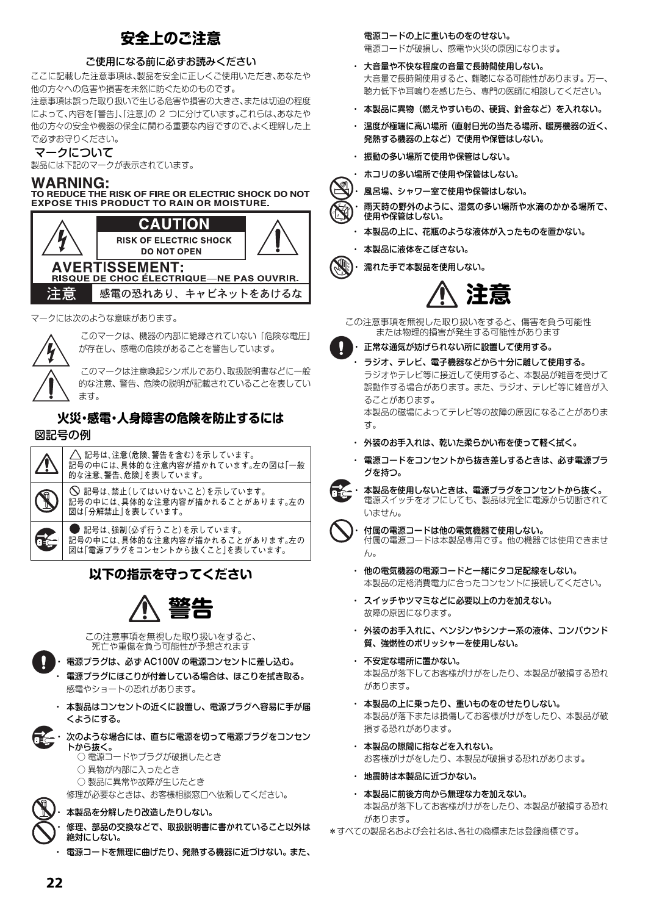# 安全上のご注意

### ご使用になる前に必ずお読みください

ここに記載した注意事項は、製品を安全に正しくご使用いただき、あなたや他の方々への危害や損害を未然に防ぐためのものです。
注意事項は誤った取り扱いで生じる危害や損害の大きさ、または切迫の程度によって、内容を「警告」、「注意」の 2 つに分けています。これらは、あなたや他の方々の安全や機器の保全に関わる重要な内容ですので、よく理解した上で必ずお守りください。

### マークについて

製品には下記のマークが表示されています。

**WARNING:**
**TO REDUCE THE RISK OF FIRE OR ELECTRIC SHOCK DO NOT EXPOSE THIS PRODUCT TO RAIN OR MOISTURE.**

**CAUTION**
RISK OF ELECTRIC SHOCK
DO NOT OPEN

**AVERTISSEMENT:**
RISQUE DE CHOC ÉLECTRIQUE—NE PAS OUVRIR.

注意　感電の恐れあり、キャビネットをあけるな

マークには次のような意味があります。

このマークは、機器の内部に絶縁されていない「危険な電圧」が存在し、感電の危険があることを警告しています。

このマークは注意喚起シンボルであり、取扱説明書などに一般的な注意、警告、危険の説明が記載されていることを表しています。

## 火災・感電・人身障害の危険を防止するには

### 図記号の例

| | |
|---|---|
| ⚠ | △ 記号は、注意（危険、警告を含む）を示しています。記号の中には、具体的な注意内容が描かれています。左の図は「一般的な注意、警告、危険」を表しています。 |
| 🛇 | ⃠ 記号は、禁止（してはいけないこと）を示しています。記号の中には、具体的な注意内容が描かれることがあります。左の図は「分解禁止」を表しています。 |
| ● | ● 記号は、強制（必ず行うこと）を示しています。記号の中には、具体的な注意内容が描かれることがあります。左の図は「電源プラグをコンセントから抜くこと」を表しています。 |

## 以下の指示を守ってください

# ⚠ 警告

この注意事項を無視した取り扱いをすると、死亡や重傷を負う可能性が予想されます

- **電源プラグは、必ず AC100V の電源コンセントに差し込む。**
- **電源プラグにほこりが付着している場合は、ほこりを拭き取る。**
  感電やショートの恐れがあります。
- **本製品はコンセントの近くに設置し、電源プラグへ容易に手が届くようにする。**
- **次のような場合には、直ちに電源を切って電源プラグをコンセントから抜く。**
  ○ 電源コードやプラグが破損したとき
  ○ 異物が内部に入ったとき
  ○ 製品に異常や故障が生じたとき
  修理が必要なときは、お客様相談窓口へ依頼してください。
- **本製品を分解したり改造したりしない。**
- **修理、部品の交換などで、取扱説明書に書かれていること以外は絶対にしない。**
- **電源コードを無理に曲げたり、発熱する機器に近づけない。また、電源コードの上に重いものをのせない。**
  電源コードが破損し、感電や火災の原因になります。
- **大音量や不快な程度の音量で長時間使用しない。**
  大音量で長時間使用すると、難聴になる可能性があります。万一、聴力低下や耳鳴りを感じたら、専門の医師に相談してください。
- **本製品に異物（燃えやすいもの、硬貨、針金など）を入れない。**
- **温度が極端に高い場所（直射日光の当たる場所、暖房機器の近く、発熱する機器の上など）で使用や保管はしない。**
- **振動の多い場所で使用や保管はしない。**
- **ホコリの多い場所で使用や保管はしない。**
- **風呂場、シャワー室で使用や保管はしない。**
- **雨天時の野外のように、湿気の多い場所や水滴のかかる場所で、使用や保管はしない。**
- **本製品の上に、花瓶のような液体が入ったものを置かない。**
- **本製品に液体をこぼさない。**
- **濡れた手で本製品を使用しない。**

# ⚠ 注意

この注意事項を無視した取り扱いをすると、傷害を負う可能性または物理的損害が発生する可能性があります

- **正常な通気が妨げられない所に設置して使用する。**
- **ラジオ、テレビ、電子機器などから十分に離して使用する。**
  ラジオやテレビ等に接近して使用すると、本製品が雑音を受けて誤動作する場合があります。また、ラジオ、テレビ等に雑音が入ることがあります。
  本製品の磁場によってテレビ等の故障の原因になることがあります。
- **外装のお手入れは、乾いた柔らかい布を使って軽く拭く。**
- **電源コードをコンセントから抜き差しするときは、必ず電源プラグを持つ。**
- **本製品を使用しないときは、電源プラグをコンセントから抜く。**
  電源スイッチをオフにしても、製品は完全に電源から切断されていません。
- **付属の電源コードは他の電気機器で使用しない。**
  付属の電源コードは本製品専用です。他の機器では使用できません。
- **他の電気機器の電源コードと一緒にタコ足配線をしない。**
  本製品の定格消費電力に合ったコンセントに接続してください。
- **スイッチやツマミなどに必要以上の力を加えない。**
  故障の原因になります。
- **外装のお手入れに、ベンジンやシンナー系の液体、コンパウンド質、強燃性のポリッシャーを使用しない。**
- **不安定な場所に置かない。**
  本製品が落下してお客様がけがをしたり、本製品が破損する恐れがあります。
- **本製品の上に乗ったり、重いものをのせたりしない。**
  本製品が落下または損傷してお客様がけがをしたり、本製品が破損する恐れがあります。
- **本製品の隙間に指などを入れない。**
  お客様がけがをしたり、本製品が破損する恐れがあります。
- **地震時は本製品に近づかない。**
- **本製品に前後方向から無理な力を加えない。**
  本製品が落下してお客様がけがをしたり、本製品が破損する恐れがあります。

＊すべての製品名および会社名は、各社の商標または登録商標です。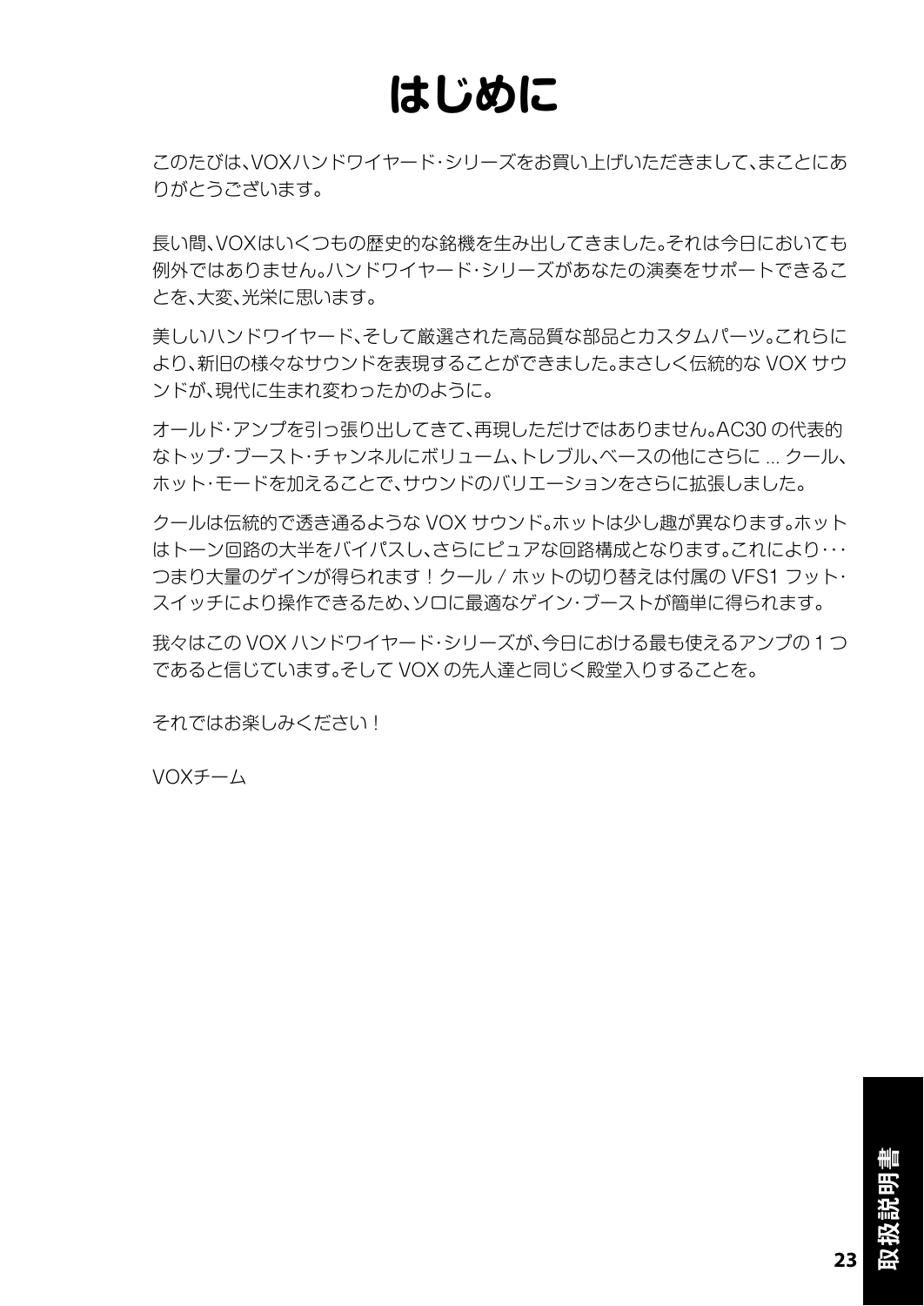# はじめに

このたびは、VOXハンドワイヤード・シリーズをお買い上げいただきまして、まことにありがとうございます。

長い間、VOXはいくつもの歴史的な銘機を生み出してきました。それは今日においても例外ではありません。ハンドワイヤード・シリーズがあなたの演奏をサポートできることを、大変、光栄に思います。

美しいハンドワイヤード、そして厳選された高品質な部品とカスタムパーツ。これらにより、新旧の様々なサウンドを表現することができました。まさしく伝統的な VOX サウンドが、現代に生まれ変わったかのように。

オールド・アンプを引っ張り出してきて、再現しただけではありません。AC30 の代表的なトップ・ブースト・チャンネルにボリューム、トレブル、ベースの他にさらに ... クール、ホット・モードを加えることで、サウンドのバリエーションをさらに拡張しました。

クールは伝統的で透き通るような VOX サウンド。ホットは少し趣が異なります。ホットはトーン回路の大半をバイパスし、さらにピュアな回路構成となります。これにより・・・つまり大量のゲインが得られます！クール / ホットの切り替えは付属の VFS1 フット・スイッチにより操作できるため、ソロに最適なゲイン・ブーストが簡単に得られます。

我々はこの VOX ハンドワイヤード・シリーズが、今日における最も使えるアンプの 1 つであると信じています。そして VOX の先人達と同じく殿堂入りすることを。

それではお楽しみください！

VOXチーム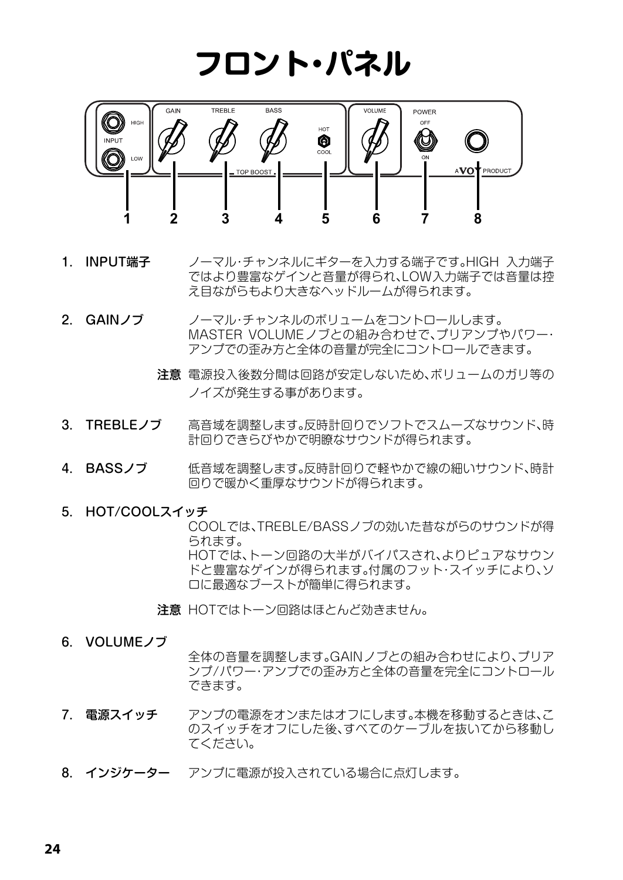# フロント・パネル

HIGH
INPUT
LOW
GAIN
TREBLE
BASS
HOT
COOL
TOP BOOST
VOLUME
POWER
OFF
ON
A VOX PRODUCT

1 2 3 4 5 6 7 8

1. **INPUT端子** ノーマル・チャンネルにギターを入力する端子です。HIGH 入力端子ではより豊富なゲインと音量が得られ、LOW入力端子では音量は控え目ながらもより大きなヘッドルームが得られます。

2. **GAINノブ** ノーマル・チャンネルのボリュームをコントロールします。MASTER VOLUMEノブとの組み合わせで、プリアンプやパワー・アンプでの歪み方と全体の音量が完全にコントロールできます。

   **注意** 電源投入後数分間は回路が安定しないため、ボリュームのガリ等のノイズが発生する事があります。

3. **TREBLEノブ** 高音域を調整します。反時計回りでソフトでスムーズなサウンド、時計回りできらびやかで明瞭なサウンドが得られます。

4. **BASSノブ** 低音域を調整します。反時計回りで軽やかで線の細いサウンド、時計回りで暖かく重厚なサウンドが得られます。

5. **HOT/COOLスイッチ**
   COOLでは、TREBLE/BASSノブの効いた昔ながらのサウンドが得られます。
   HOTでは、トーン回路の大半がバイパスされ、よりピュアなサウンドと豊富なゲインが得られます。付属のフット・スイッチにより、ソロに最適なブーストが簡単に得られます。

   **注意** HOTではトーン回路はほとんど効きません。

6. **VOLUMEノブ**
   全体の音量を調整します。GAINノブとの組み合わせにより、プリアンプ/パワー・アンプでの歪み方と全体の音量を完全にコントロールできます。

7. **電源スイッチ** アンプの電源をオンまたはオフにします。本機を移動するときは、このスイッチをオフにした後、すべてのケーブルを抜いてから移動してください。

8. **インジケーター** アンプに電源が投入されている場合に点灯します。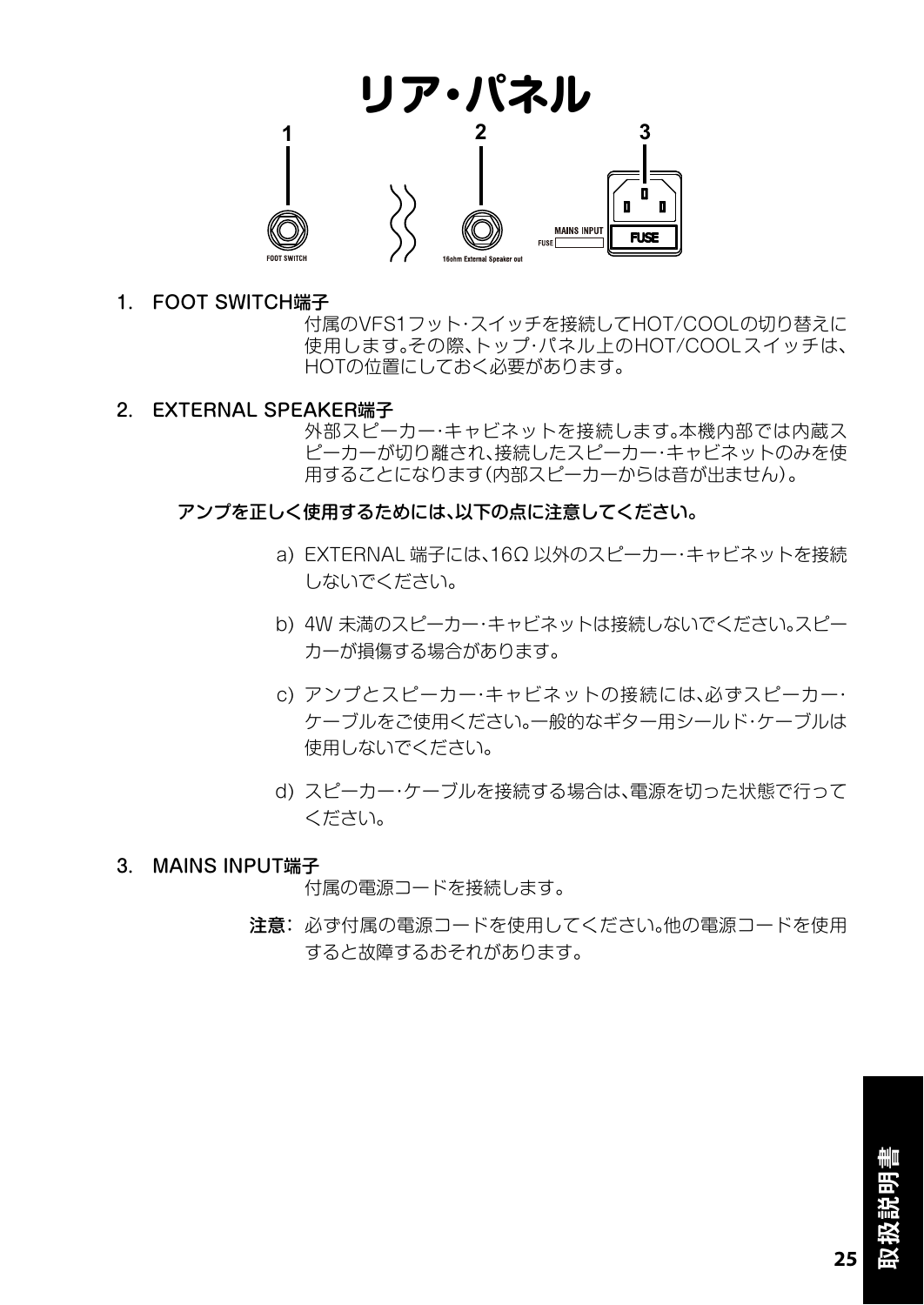# リア・パネル

1 2 3

FOOT SWITCH

16ohm External Speaker out

MAINS INPUT

FUSE

FUSE

1. **FOOT SWITCH端子**

付属のVFS1フット・スイッチを接続してHOT/COOLの切り替えに使用します。その際、トップ・パネル上のHOT/COOLスイッチは、HOTの位置にしておく必要があります。

2. **EXTERNAL SPEAKER端子**

外部スピーカー・キャビネットを接続します。本機内部では内蔵スピーカーが切り離され、接続したスピーカー・キャビネットのみを使用することになります(内部スピーカーからは音が出ません)。

**アンプを正しく使用するためには、以下の点に注意してください。**

a) EXTERNAL 端子には、16Ω 以外のスピーカー・キャビネットを接続しないでください。

b) 4W 未満のスピーカー・キャビネットは接続しないでください。スピーカーが損傷する場合があります。

c) アンプとスピーカー・キャビネットの接続には、必ずスピーカー・ケーブルをご使用ください。一般的なギター用シールド・ケーブルは使用しないでください。

d) スピーカー・ケーブルを接続する場合は、電源を切った状態で行ってください。

3. **MAINS INPUT端子**

付属の電源コードを接続します。

**注意:** 必ず付属の電源コードを使用してください。他の電源コードを使用すると故障するおそれがあります。

取扱説明書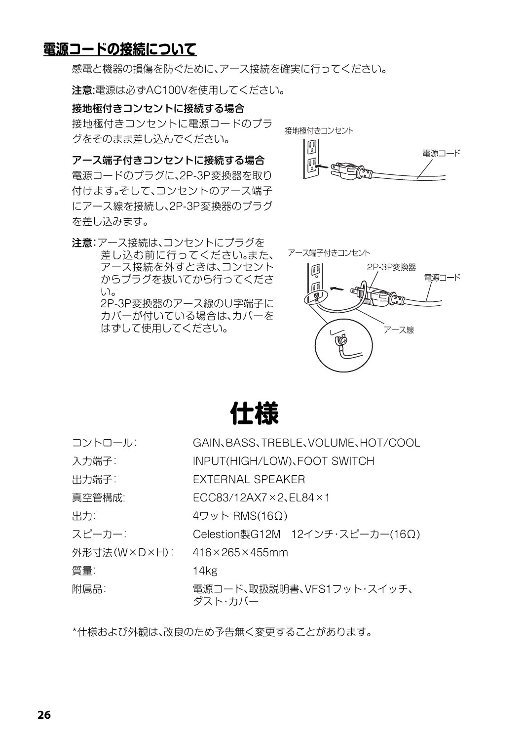## 電源コードの接続について

感電と機器の損傷を防ぐために、アース接続を確実に行ってください。

**注意:**電源は必ずAC100Vを使用してください。

**接地極付きコンセントに接続する場合**

接地極付きコンセントに電源コードのプラグをそのまま差し込んでください。

接地極付きコンセント

電源コード

**アース端子付きコンセントに接続する場合**

電源コードのプラグに、2P-3P変換器を取り付けます。そして、コンセントのアース端子にアース線を接続し、2P-3P変換器のプラグを差し込みます。

**注意:**アース接続は、コンセントにプラグを差し込む前に行ってください。また、アース接続を外すときは、コンセントからプラグを抜いてから行ってください。
2P-3P変換器のアース線のU字端子にカバーが付いている場合は、カバーをはずして使用してください。

アース端子付きコンセント

2P-3P変換器

電源コード

アース線

# 仕様

| | |
|---|---|
| コントロール: | GAIN、BASS、TREBLE、VOLUME、HOT/COOL |
| 入力端子: | INPUT(HIGH/LOW)、FOOT SWITCH |
| 出力端子: | EXTERNAL SPEAKER |
| 真空管構成: | ECC83/12AX7×2、EL84×1 |
| 出力: | 4ワット RMS(16Ω) |
| スピーカー: | Celestion製G12M　12インチ・スピーカー(16Ω) |
| 外形寸法(W×D×H): | 416×265×455mm |
| 質量: | 14kg |
| 附属品: | 電源コード、取扱説明書、VFS1フット・スイッチ、ダスト・カバー |

*仕様および外観は、改良のため予告無く変更することがあります。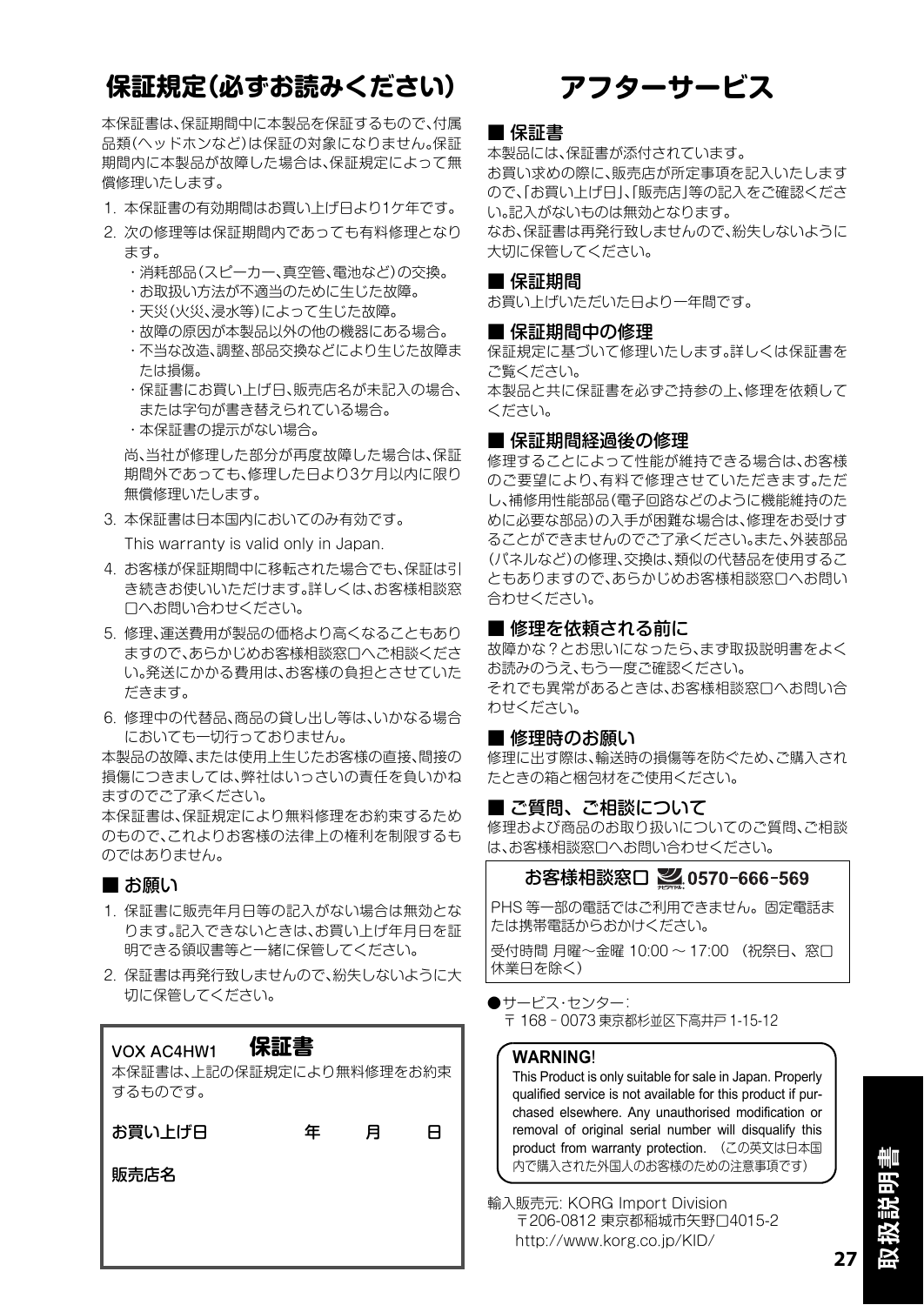# 保証規定(必ずお読みください)

本保証書は、保証期間中に本製品を保証するもので、付属品類(ヘッドホンなど)は保証の対象になりません。保証期間内に本製品が故障した場合は、保証規定によって無償修理いたします。

1. 本保証書の有効期間はお買い上げ日より1ケ年です。
2. 次の修理等は保証期間内であっても有料修理となります。
   - ・消耗部品(スピーカー、真空管、電池など)の交換。
   - ・お取扱い方法が不適当のために生じた故障。
   - ・天災(火災、浸水等)によって生じた故障。
   - ・故障の原因が本製品以外の他の機器にある場合。
   - ・不当な改造、調整、部品交換などにより生じた故障または損傷。
   - ・保証書にお買い上げ日、販売店名が未記入の場合、または字句が書き替えられている場合。
   - ・本保証書の提示がない場合。

   尚、当社が修理した部分が再度故障した場合は、保証期間外であっても、修理した日より3ケ月以内に限り無償修理いたします。
3. 本保証書は日本国内においてのみ有効です。
   This warranty is valid only in Japan.
4. お客様が保証期間中に移転された場合でも、保証は引き続きお使いいただけます。詳しくは、お客様相談窓口へお問い合わせください。
5. 修理、運送費用が製品の価格より高くなることもありますので、あらかじめお客様相談窓口へご相談ください。発送にかかる費用は、お客様の負担とさせていただきます。
6. 修理中の代替品、商品の貸し出し等は、いかなる場合においても一切行っておりません。

本製品の故障、または使用上生じたお客様の直接、間接の損傷につきましては、弊社はいっさいの責任を負いかねますのでご了承ください。

本保証書は、保証規定により無料修理をお約束するためのもので、これよりお客様の法律上の権利を制限するものではありません。

## ■ お願い

1. 保証書に販売年月日等の記入がない場合は無効となります。記入できないときは、お買い上げ年月日を証明できる領収書等と一緒に保管してください。
2. 保証書は再発行致しませんので、紛失しないように大切に保管してください。

VOX AC4HW1 **保証書**

本保証書は、上記の保証規定により無料修理をお約束するものです。

**お買い上げ日**　　　**年**　　**月**　　**日**

**販売店名**

# アフターサービス

## ■ 保証書

本製品には、保証書が添付されています。
お買い求めの際に、販売店が所定事項を記入いたしますので、「お買い上げ日」、「販売店」等の記入をご確認ください。記入がないものは無効となります。
なお、保証書は再発行致しませんので、紛失しないように大切に保管してください。

## ■ 保証期間

お買い上げいただいた日より一年間です。

## ■ 保証期間中の修理

保証規定に基づいて修理いたします。詳しくは保証書をご覧ください。
本製品と共に保証書を必ずご持参の上、修理を依頼してください。

## ■ 保証期間経過後の修理

修理することによって性能が維持できる場合は、お客様のご要望により、有料で修理させていただきます。ただし、補修用性能部品(電子回路などのように機能維持のために必要な部品)の入手が困難な場合は、修理をお受けすることができませんのでご了承ください。また、外装部品(パネルなど)の修理、交換は、類似の代替品を使用することもありますので、あらかじめお客様相談窓口へお問い合わせください。

## ■ 修理を依頼される前に

故障かな?とお思いになったら、まず取扱説明書をよくお読みのうえ、もう一度ご確認ください。
それでも異常があるときは、お客様相談窓口へお問い合わせください。

## ■ 修理時のお願い

修理に出す際は、輸送時の損傷等を防ぐため、ご購入されたときの箱と梱包材をご使用ください。

## ■ ご質問、ご相談について

修理および商品のお取り扱いについてのご質問、ご相談は、お客様相談窓口へお問い合わせください。

**お客様相談窓口　0570-666-569**

PHS 等一部の電話ではご利用できません。固定電話または携帯電話からおかけください。

受付時間 月曜～金曜 10:00 ～ 17:00 (祝祭日、窓口休業日を除く)

●サービス・センター:
〒 168 - 0073 東京都杉並区下高井戸 1-15-12

**WARNING!**
This Product is only suitable for sale in Japan. Properly qualified service is not available for this product if purchased elsewhere. Any unauthorised modification or removal of original serial number will disqualify this product from warranty protection. (この英文は日本国内で購入された外国人のお客様のための注意事項です)

輸入販売元: KORG Import Division
〒206-0812 東京都稲城市矢野口4015-2
http://www.korg.co.jp/KID/

取扱説明書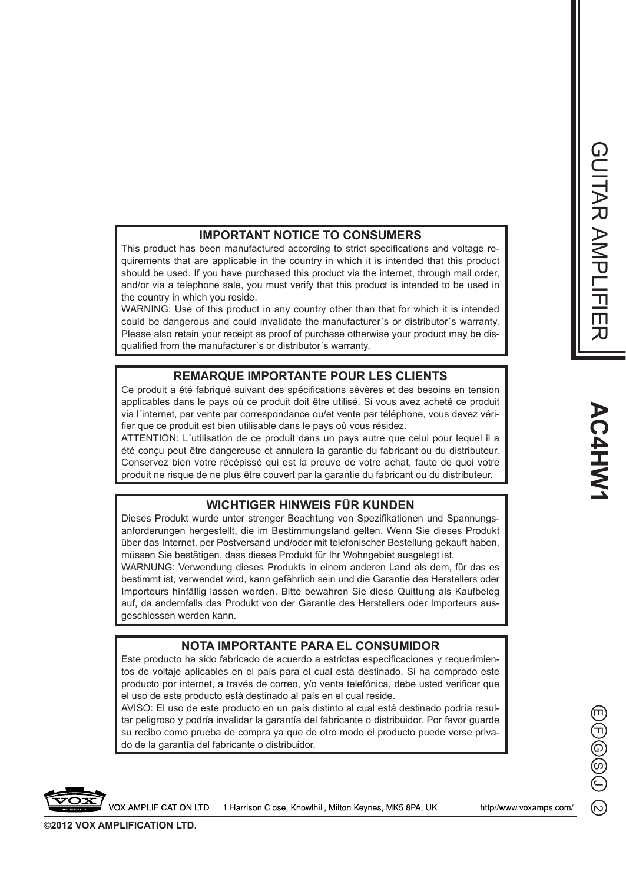## IMPORTANT NOTICE TO CONSUMERS

This product has been manufactured according to strict specifications and voltage requirements that are applicable in the country in which it is intended that this product should be used. If you have purchased this product via the internet, through mail order, and/or via a telephone sale, you must verify that this product is intended to be used in the country in which you reside.

WARNING: Use of this product in any country other than that for which it is intended could be dangerous and could invalidate the manufacturer´s or distributor´s warranty. Please also retain your receipt as proof of purchase otherwise your product may be disqualified from the manufacturer´s or distributor´s warranty.

## REMARQUE IMPORTANTE POUR LES CLIENTS

Ce produit a été fabriqué suivant des spécifications sévères et des besoins en tension applicables dans le pays où ce produit doit être utilisé. Si vous avez acheté ce produit via l´internet, par vente par correspondance ou/et vente par téléphone, vous devez vérifier que ce produit est bien utilisable dans le pays où vous résidez.

ATTENTION: L´utilisation de ce produit dans un pays autre que celui pour lequel il a été conçu peut être dangereuse et annulera la garantie du fabricant ou du distributeur. Conservez bien votre récépissé qui est la preuve de votre achat, faute de quoi votre produit ne risque de ne plus être couvert par la garantie du fabricant ou du distributeur.

## WICHTIGER HINWEIS FÜR KUNDEN

Dieses Produkt wurde unter strenger Beachtung von Spezifikationen und Spannungsanforderungen hergestellt, die im Bestimmungsland gelten. Wenn Sie dieses Produkt über das Internet, per Postversand und/oder mit telefonischer Bestellung gekauft haben, müssen Sie bestätigen, dass dieses Produkt für Ihr Wohngebiet ausgelegt ist.

WARNUNG: Verwendung dieses Produkts in einem anderen Land als dem, für das es bestimmt ist, verwendet wird, kann gefährlich sein und die Garantie des Herstellers oder Importeurs hinfällig lassen werden. Bitte bewahren Sie diese Quittung als Kaufbeleg auf, da andernfalls das Produkt von der Garantie des Herstellers oder Importeurs ausgeschlossen werden kann.

## NOTA IMPORTANTE PARA EL CONSUMIDOR

Este producto ha sido fabricado de acuerdo a estrictas especificaciones y requerimientos de voltaje aplicables en el país para el cual está destinado. Si ha comprado este producto por internet, a través de correo, y/o venta telefónica, debe usted verificar que el uso de este producto está destinado al país en el cual reside.

AVISO: El uso de este producto en un país distinto al cual está destinado podría resultar peligroso y podría invalidar la garantía del fabricante o distribuidor. Por favor guarde su recibo como prueba de compra ya que de otro modo el producto puede verse privado de la garantía del fabricante o distribuidor.

GUITAR AMPLIFIER **AC4HW1**

Ⓔ Ⓕ Ⓖ Ⓢ Ⓙ ②

VOX AMPLIFICATION LTD. 1 Harrison Close, Knowlhill, Milton Keynes, MK5 8PA, UK http//www.voxamps.com/

**©2012 VOX AMPLIFICATION LTD.**